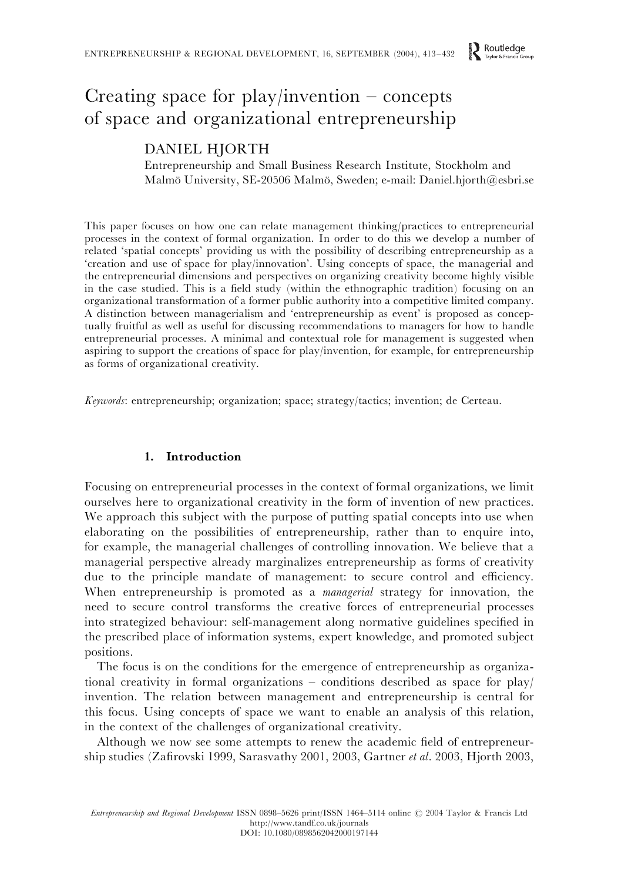# Creating space for play/invention – concepts of space and organizational entrepreneurship

DANIEL HJORTH

Entrepreneurship and Small Business Research Institute, Stockholm and Malmö University, SE-20506 Malmö, Sweden; e-mail: Daniel.hjorth@esbri.se

This paper focuses on how one can relate management thinking/practices to entrepreneurial processes in the context of formal organization. In order to do this we develop a number of related 'spatial concepts' providing us with the possibility of describing entrepreneurship as a 'creation and use of space for play/innovation'. Using concepts of space, the managerial and the entrepreneurial dimensions and perspectives on organizing creativity become highly visible in the case studied. This is a field study (within the ethnographic tradition) focusing on an organizational transformation of a former public authority into a competitive limited company. A distinction between managerialism and 'entrepreneurship as event' is proposed as conceptually fruitful as well as useful for discussing recommendations to managers for how to handle entrepreneurial processes. A minimal and contextual role for management is suggested when aspiring to support the creations of space for play/invention, for example, for entrepreneurship as forms of organizational creativity.

*Keywords*: entrepreneurship; organization; space; strategy/tactics; invention; de Certeau.

## 1. Introduction

Focusing on entrepreneurial processes in the context of formal organizations, we limit ourselves here to organizational creativity in the form of invention of new practices. We approach this subject with the purpose of putting spatial concepts into use when elaborating on the possibilities of entrepreneurship, rather than to enquire into, for example, the managerial challenges of controlling innovation. We believe that a managerial perspective already marginalizes entrepreneurship as forms of creativity due to the principle mandate of management: to secure control and efficiency. When entrepreneurship is promoted as a *managerial* strategy for innovation, the need to secure control transforms the creative forces of entrepreneurial processes into strategized behaviour: self-management along normative guidelines specified in the prescribed place of information systems, expert knowledge, and promoted subject positions.

The focus is on the conditions for the emergence of entrepreneurship as organizational creativity in formal organizations – conditions described as space for play/invention. The relation between management and entrepreneurship is central for this focus. Using concepts of space we want to enable an analysis of this relation, in the context of the challenges of organizational creativity.

Although we now see some attempts to renew the academic field of entrepreneurship studies (Zafirovski 1999, Sarasvathy 2001, 2003, Gartner *et al*. 2003, Hjorth 2003,

*Entrepreneurship and Regional Development* ISSN 0898–5626 print/ISSN 1464–5114 online © 2004 Taylor & Francis Ltd
http://www.tandf.co.uk/journals
DOI: 10.1080/0898562042000197144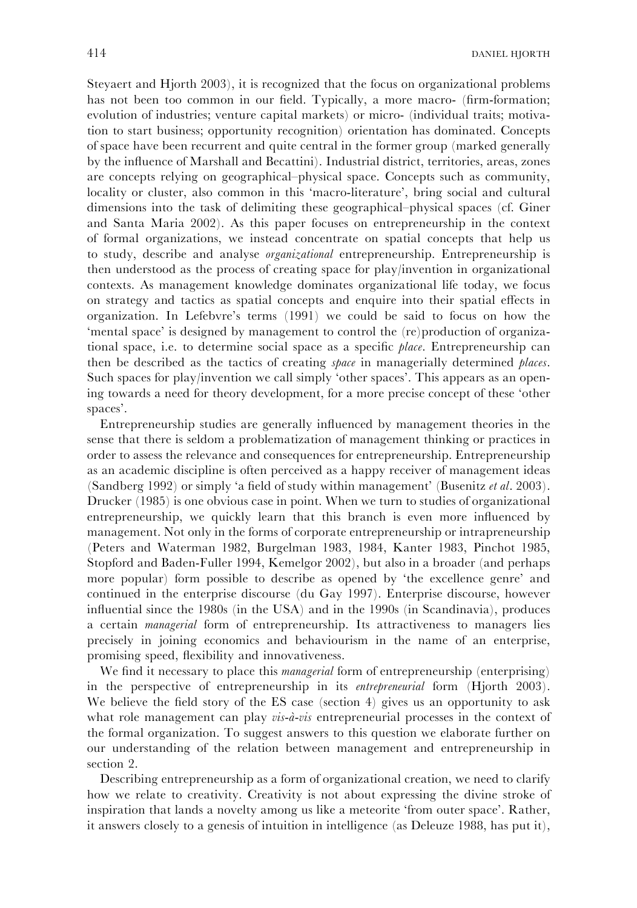Steyaert and Hjorth 2003), it is recognized that the focus on organizational problems has not been too common in our field. Typically, a more macro- (firm-formation; evolution of industries; venture capital markets) or micro- (individual traits; motivation to start business; opportunity recognition) orientation has dominated. Concepts of space have been recurrent and quite central in the former group (marked generally by the influence of Marshall and Becattini). Industrial district, territories, areas, zones are concepts relying on geographical–physical space. Concepts such as community, locality or cluster, also common in this 'macro-literature', bring social and cultural dimensions into the task of delimiting these geographical–physical spaces (cf. Giner and Santa Maria 2002). As this paper focuses on entrepreneurship in the context of formal organizations, we instead concentrate on spatial concepts that help us to study, describe and analyse *organizational* entrepreneurship. Entrepreneurship is then understood as the process of creating space for play/invention in organizational contexts. As management knowledge dominates organizational life today, we focus on strategy and tactics as spatial concepts and enquire into their spatial effects in organization. In Lefebvre's terms (1991) we could be said to focus on how the 'mental space' is designed by management to control the (re)production of organizational space, i.e. to determine social space as a specific *place*. Entrepreneurship can then be described as the tactics of creating *space* in managerially determined *places*. Such spaces for play/invention we call simply 'other spaces'. This appears as an opening towards a need for theory development, for a more precise concept of these 'other spaces'.

Entrepreneurship studies are generally influenced by management theories in the sense that there is seldom a problematization of management thinking or practices in order to assess the relevance and consequences for entrepreneurship. Entrepreneurship as an academic discipline is often perceived as a happy receiver of management ideas (Sandberg 1992) or simply 'a field of study within management' (Busenitz *et al*. 2003). Drucker (1985) is one obvious case in point. When we turn to studies of organizational entrepreneurship, we quickly learn that this branch is even more influenced by management. Not only in the forms of corporate entrepreneurship or intrapreneurship (Peters and Waterman 1982, Burgelman 1983, 1984, Kanter 1983, Pinchot 1985, Stopford and Baden-Fuller 1994, Kemelgor 2002), but also in a broader (and perhaps more popular) form possible to describe as opened by 'the excellence genre' and continued in the enterprise discourse (du Gay 1997). Enterprise discourse, however influential since the 1980s (in the USA) and in the 1990s (in Scandinavia), produces a certain *managerial* form of entrepreneurship. Its attractiveness to managers lies precisely in joining economics and behaviourism in the name of an enterprise, promising speed, flexibility and innovativeness.

We find it necessary to place this *managerial* form of entrepreneurship (enterprising) in the perspective of entrepreneurship in its *entrepreneurial* form (Hjorth 2003). We believe the field story of the ES case (section 4) gives us an opportunity to ask what role management can play *vis-à-vis* entrepreneurial processes in the context of the formal organization. To suggest answers to this question we elaborate further on our understanding of the relation between management and entrepreneurship in section 2.

Describing entrepreneurship as a form of organizational creation, we need to clarify how we relate to creativity. Creativity is not about expressing the divine stroke of inspiration that lands a novelty among us like a meteorite 'from outer space'. Rather, it answers closely to a genesis of intuition in intelligence (as Deleuze 1988, has put it),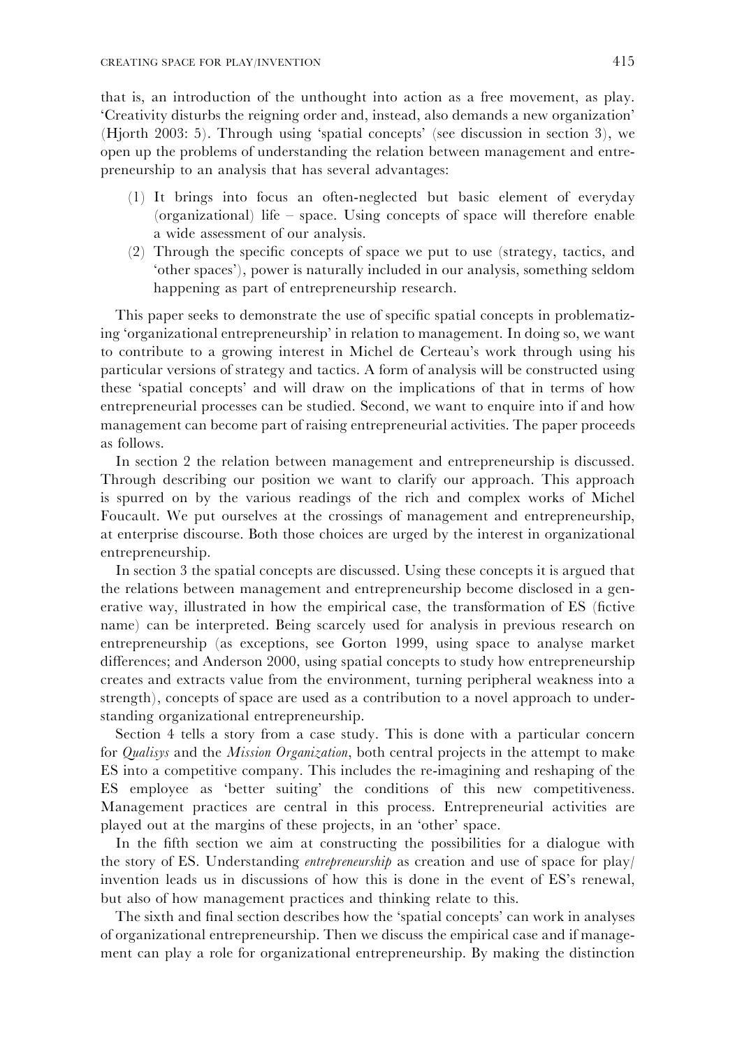that is, an introduction of the unthought into action as a free movement, as play. 'Creativity disturbs the reigning order and, instead, also demands a new organization' (Hjorth 2003: 5). Through using 'spatial concepts' (see discussion in section 3), we open up the problems of understanding the relation between management and entrepreneurship to an analysis that has several advantages:

(1) It brings into focus an often-neglected but basic element of everyday (organizational) life – space. Using concepts of space will therefore enable a wide assessment of our analysis.
(2) Through the specific concepts of space we put to use (strategy, tactics, and 'other spaces'), power is naturally included in our analysis, something seldom happening as part of entrepreneurship research.

This paper seeks to demonstrate the use of specific spatial concepts in problematizing 'organizational entrepreneurship' in relation to management. In doing so, we want to contribute to a growing interest in Michel de Certeau's work through using his particular versions of strategy and tactics. A form of analysis will be constructed using these 'spatial concepts' and will draw on the implications of that in terms of how entrepreneurial processes can be studied. Second, we want to enquire into if and how management can become part of raising entrepreneurial activities. The paper proceeds as follows.

In section 2 the relation between management and entrepreneurship is discussed. Through describing our position we want to clarify our approach. This approach is spurred on by the various readings of the rich and complex works of Michel Foucault. We put ourselves at the crossings of management and entrepreneurship, at enterprise discourse. Both those choices are urged by the interest in organizational entrepreneurship.

In section 3 the spatial concepts are discussed. Using these concepts it is argued that the relations between management and entrepreneurship become disclosed in a generative way, illustrated in how the empirical case, the transformation of ES (fictive name) can be interpreted. Being scarcely used for analysis in previous research on entrepreneurship (as exceptions, see Gorton 1999, using space to analyse market differences; and Anderson 2000, using spatial concepts to study how entrepreneurship creates and extracts value from the environment, turning peripheral weakness into a strength), concepts of space are used as a contribution to a novel approach to understanding organizational entrepreneurship.

Section 4 tells a story from a case study. This is done with a particular concern for *Qualisys* and the *Mission Organization*, both central projects in the attempt to make ES into a competitive company. This includes the re-imagining and reshaping of the ES employee as 'better suiting' the conditions of this new competitiveness. Management practices are central in this process. Entrepreneurial activities are played out at the margins of these projects, in an 'other' space.

In the fifth section we aim at constructing the possibilities for a dialogue with the story of ES. Understanding *entrepreneurship* as creation and use of space for play/invention leads us in discussions of how this is done in the event of ES's renewal, but also of how management practices and thinking relate to this.

The sixth and final section describes how the 'spatial concepts' can work in analyses of organizational entrepreneurship. Then we discuss the empirical case and if management can play a role for organizational entrepreneurship. By making the distinction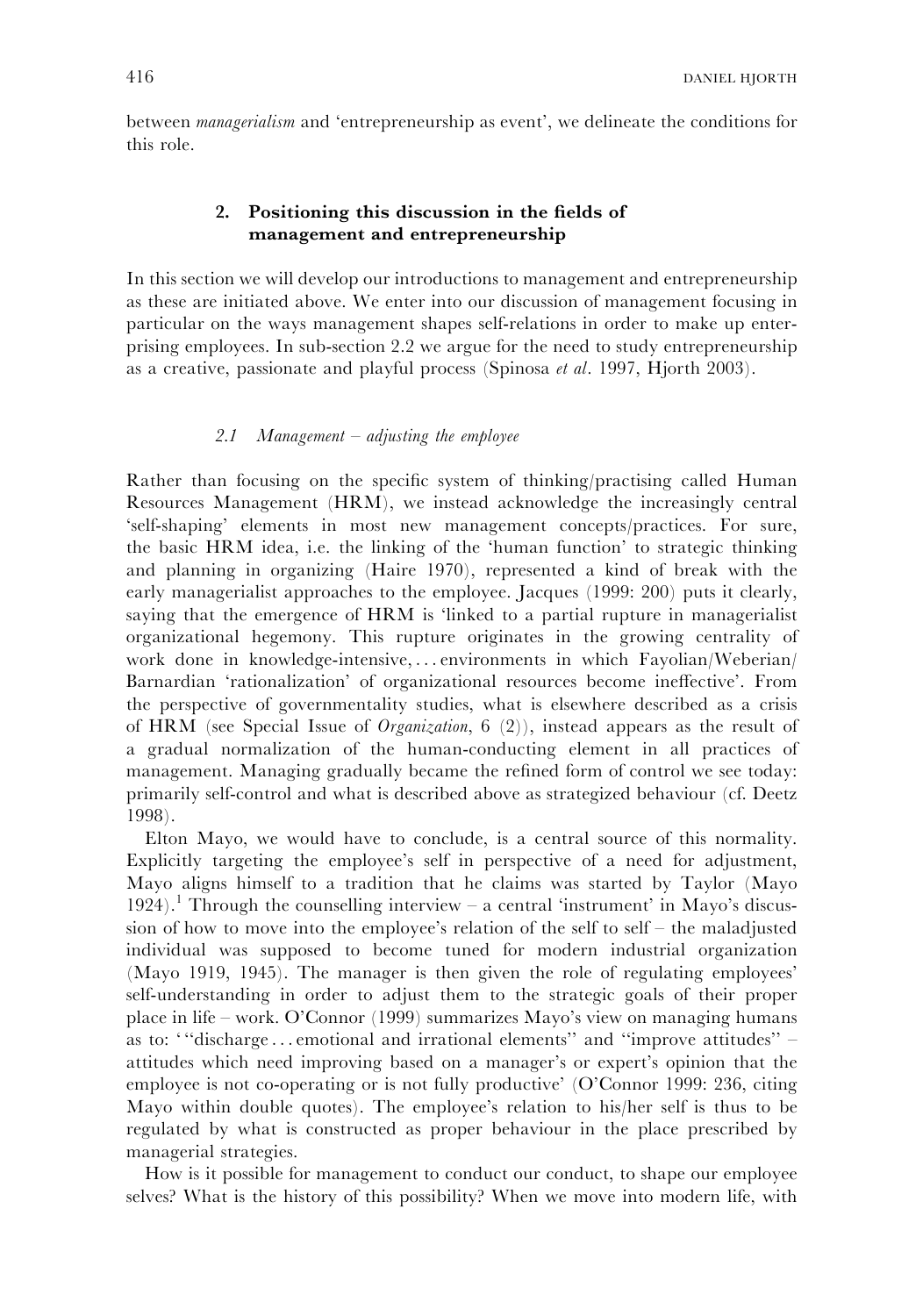between *managerialism* and 'entrepreneurship as event', we delineate the conditions for this role.

## 2. Positioning this discussion in the fields of management and entrepreneurship

In this section we will develop our introductions to management and entrepreneurship as these are initiated above. We enter into our discussion of management focusing in particular on the ways management shapes self-relations in order to make up enterprising employees. In sub-section 2.2 we argue for the need to study entrepreneurship as a creative, passionate and playful process (Spinosa *et al*. 1997, Hjorth 2003).

### 2.1 *Management – adjusting the employee*

Rather than focusing on the specific system of thinking/practising called Human Resources Management (HRM), we instead acknowledge the increasingly central 'self-shaping' elements in most new management concepts/practices. For sure, the basic HRM idea, i.e. the linking of the 'human function' to strategic thinking and planning in organizing (Haire 1970), represented a kind of break with the early managerialist approaches to the employee. Jacques (1999: 200) puts it clearly, saying that the emergence of HRM is 'linked to a partial rupture in managerialist organizational hegemony. This rupture originates in the growing centrality of work done in knowledge-intensive, . . . environments in which Fayolian/Weberian/ Barnardian 'rationalization' of organizational resources become ineffective'. From the perspective of governmentality studies, what is elsewhere described as a crisis of HRM (see Special Issue of *Organization*, 6 (2)), instead appears as the result of a gradual normalization of the human-conducting element in all practices of management. Managing gradually became the refined form of control we see today: primarily self-control and what is described above as strategized behaviour (cf. Deetz 1998).

Elton Mayo, we would have to conclude, is a central source of this normality. Explicitly targeting the employee's self in perspective of a need for adjustment, Mayo aligns himself to a tradition that he claims was started by Taylor (Mayo 1924).[1] Through the counselling interview – a central 'instrument' in Mayo's discussion of how to move into the employee's relation of the self to self – the maladjusted individual was supposed to become tuned for modern industrial organization (Mayo 1919, 1945). The manager is then given the role of regulating employees' self-understanding in order to adjust them to the strategic goals of their proper place in life – work. O'Connor (1999) summarizes Mayo's view on managing humans as to: ' "discharge . . . emotional and irrational elements" and "improve attitudes" – attitudes which need improving based on a manager's or expert's opinion that the employee is not co-operating or is not fully productive' (O'Connor 1999: 236, citing Mayo within double quotes). The employee's relation to his/her self is thus to be regulated by what is constructed as proper behaviour in the place prescribed by managerial strategies.

How is it possible for management to conduct our conduct, to shape our employee selves? What is the history of this possibility? When we move into modern life, with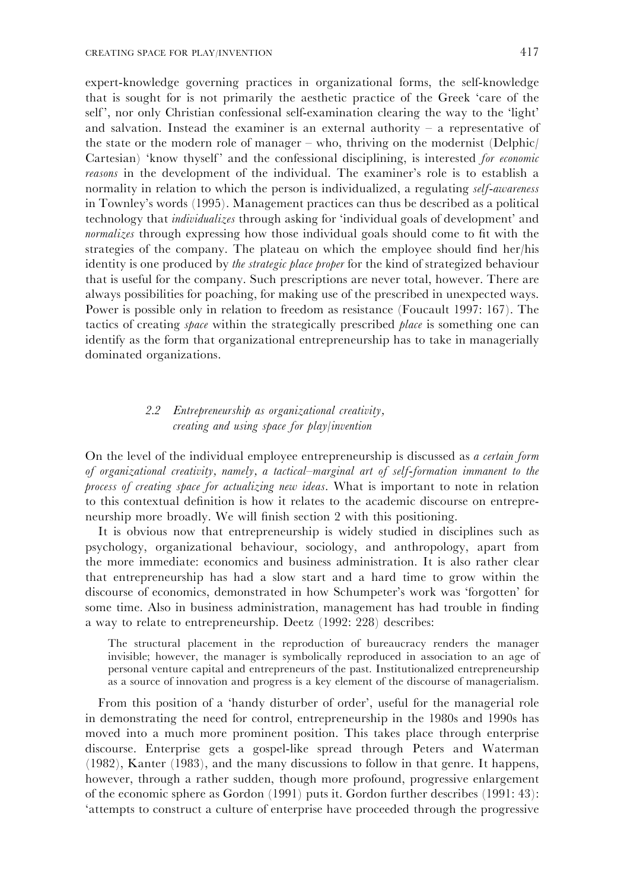expert-knowledge governing practices in organizational forms, the self-knowledge that is sought for is not primarily the aesthetic practice of the Greek 'care of the self', nor only Christian confessional self-examination clearing the way to the 'light' and salvation. Instead the examiner is an external authority – a representative of the state or the modern role of manager – who, thriving on the modernist (Delphic/Cartesian) 'know thyself' and the confessional disciplining, is interested *for economic reasons* in the development of the individual. The examiner's role is to establish a normality in relation to which the person is individualized, a regulating *self-awareness* in Townley's words (1995). Management practices can thus be described as a political technology that *individualizes* through asking for 'individual goals of development' and *normalizes* through expressing how those individual goals should come to fit with the strategies of the company. The plateau on which the employee should find her/his identity is one produced by *the strategic place proper* for the kind of strategized behaviour that is useful for the company. Such prescriptions are never total, however. There are always possibilities for poaching, for making use of the prescribed in unexpected ways. Power is possible only in relation to freedom as resistance (Foucault 1997: 167). The tactics of creating *space* within the strategically prescribed *place* is something one can identify as the form that organizational entrepreneurship has to take in managerially dominated organizations.

### *2.2 Entrepreneurship as organizational creativity, creating and using space for play/invention*

On the level of the individual employee entrepreneurship is discussed as *a certain form of organizational creativity, namely, a tactical–marginal art of self-formation immanent to the process of creating space for actualizing new ideas*. What is important to note in relation to this contextual definition is how it relates to the academic discourse on entrepreneurship more broadly. We will finish section 2 with this positioning.

It is obvious now that entrepreneurship is widely studied in disciplines such as psychology, organizational behaviour, sociology, and anthropology, apart from the more immediate: economics and business administration. It is also rather clear that entrepreneurship has had a slow start and a hard time to grow within the discourse of economics, demonstrated in how Schumpeter's work was 'forgotten' for some time. Also in business administration, management has had trouble in finding a way to relate to entrepreneurship. Deetz (1992: 228) describes:

> The structural placement in the reproduction of bureaucracy renders the manager invisible; however, the manager is symbolically reproduced in association to an age of personal venture capital and entrepreneurs of the past. Institutionalized entrepreneurship as a source of innovation and progress is a key element of the discourse of managerialism.

From this position of a 'handy disturber of order', useful for the managerial role in demonstrating the need for control, entrepreneurship in the 1980s and 1990s has moved into a much more prominent position. This takes place through enterprise discourse. Enterprise gets a gospel-like spread through Peters and Waterman (1982), Kanter (1983), and the many discussions to follow in that genre. It happens, however, through a rather sudden, though more profound, progressive enlargement of the economic sphere as Gordon (1991) puts it. Gordon further describes (1991: 43): 'attempts to construct a culture of enterprise have proceeded through the progressive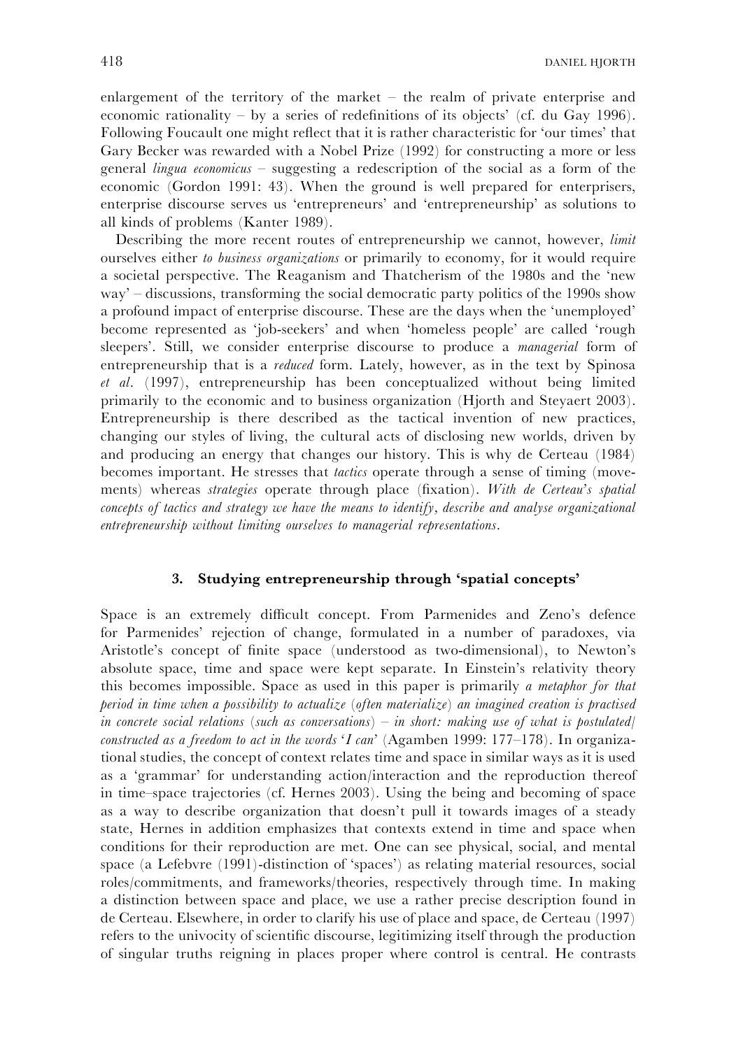enlargement of the territory of the market – the realm of private enterprise and economic rationality – by a series of redefinitions of its objects' (cf. du Gay 1996). Following Foucault one might reflect that it is rather characteristic for 'our times' that Gary Becker was rewarded with a Nobel Prize (1992) for constructing a more or less general *lingua economicus* – suggesting a redescription of the social as a form of the economic (Gordon 1991: 43). When the ground is well prepared for enterprisers, enterprise discourse serves us 'entrepreneurs' and 'entrepreneurship' as solutions to all kinds of problems (Kanter 1989).

Describing the more recent routes of entrepreneurship we cannot, however, *limit* ourselves either *to business organizations* or primarily to economy, for it would require a societal perspective. The Reaganism and Thatcherism of the 1980s and the 'new way' – discussions, transforming the social democratic party politics of the 1990s show a profound impact of enterprise discourse. These are the days when the 'unemployed' become represented as 'job-seekers' and when 'homeless people' are called 'rough sleepers'. Still, we consider enterprise discourse to produce a *managerial* form of entrepreneurship that is a *reduced* form. Lately, however, as in the text by Spinosa *et al*. (1997), entrepreneurship has been conceptualized without being limited primarily to the economic and to business organization (Hjorth and Steyaert 2003). Entrepreneurship is there described as the tactical invention of new practices, changing our styles of living, the cultural acts of disclosing new worlds, driven by and producing an energy that changes our history. This is why de Certeau (1984) becomes important. He stresses that *tactics* operate through a sense of timing (movements) whereas *strategies* operate through place (fixation). *With de Certeau's spatial concepts of tactics and strategy we have the means to identify, describe and analyse organizational entrepreneurship without limiting ourselves to managerial representations*.

## 3. Studying entrepreneurship through 'spatial concepts'

Space is an extremely difficult concept. From Parmenides and Zeno's defence for Parmenides' rejection of change, formulated in a number of paradoxes, via Aristotle's concept of finite space (understood as two-dimensional), to Newton's absolute space, time and space were kept separate. In Einstein's relativity theory this becomes impossible. Space as used in this paper is primarily *a metaphor for that period in time when a possibility to actualize (often materialize) an imagined creation is practised in concrete social relations (such as conversations) – in short: making use of what is postulated/constructed as a freedom to act in the words 'I can'* (Agamben 1999: 177–178). In organizational studies, the concept of context relates time and space in similar ways as it is used as a 'grammar' for understanding action/interaction and the reproduction thereof in time–space trajectories (cf. Hernes 2003). Using the being and becoming of space as a way to describe organization that doesn't pull it towards images of a steady state, Hernes in addition emphasizes that contexts extend in time and space when conditions for their reproduction are met. One can see physical, social, and mental space (a Lefebvre (1991)-distinction of 'spaces') as relating material resources, social roles/commitments, and frameworks/theories, respectively through time. In making a distinction between space and place, we use a rather precise description found in de Certeau. Elsewhere, in order to clarify his use of place and space, de Certeau (1997) refers to the univocity of scientific discourse, legitimizing itself through the production of singular truths reigning in places proper where control is central. He contrasts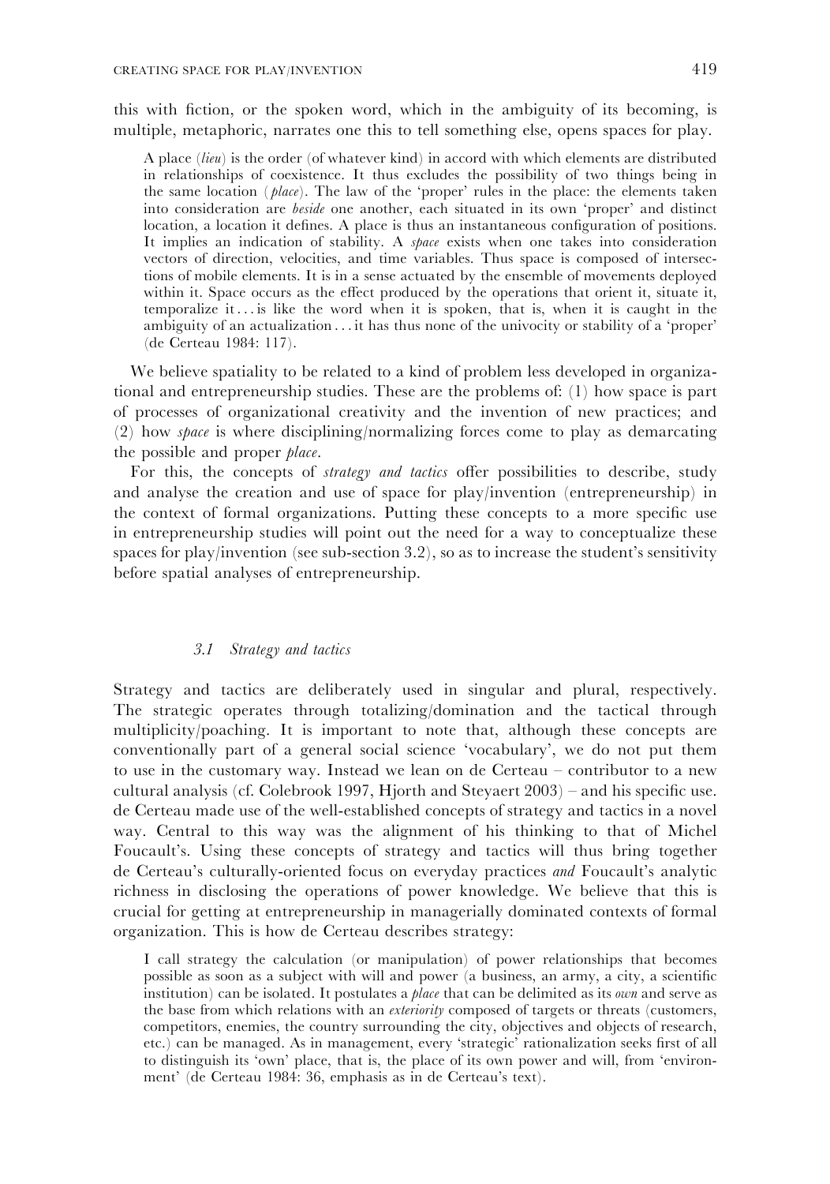this with fiction, or the spoken word, which in the ambiguity of its becoming, is multiple, metaphoric, narrates one this to tell something else, opens spaces for play.

> A place (*lieu*) is the order (of whatever kind) in accord with which elements are distributed in relationships of coexistence. It thus excludes the possibility of two things being in the same location (*place*). The law of the 'proper' rules in the place: the elements taken into consideration are *beside* one another, each situated in its own 'proper' and distinct location, a location it defines. A place is thus an instantaneous configuration of positions. It implies an indication of stability. A *space* exists when one takes into consideration vectors of direction, velocities, and time variables. Thus space is composed of intersections of mobile elements. It is in a sense actuated by the ensemble of movements deployed within it. Space occurs as the effect produced by the operations that orient it, situate it, temporalize it ... is like the word when it is spoken, that is, when it is caught in the ambiguity of an actualization ... it has thus none of the univocity or stability of a 'proper' (de Certeau 1984: 117).

We believe spatiality to be related to a kind of problem less developed in organizational and entrepreneurship studies. These are the problems of: (1) how space is part of processes of organizational creativity and the invention of new practices; and (2) how *space* is where disciplining/normalizing forces come to play as demarcating the possible and proper *place*.

For this, the concepts of *strategy and tactics* offer possibilities to describe, study and analyse the creation and use of space for play/invention (entrepreneurship) in the context of formal organizations. Putting these concepts to a more specific use in entrepreneurship studies will point out the need for a way to conceptualize these spaces for play/invention (see sub-section 3.2), so as to increase the student's sensitivity before spatial analyses of entrepreneurship.

### 3.1 Strategy and tactics

Strategy and tactics are deliberately used in singular and plural, respectively. The strategic operates through totalizing/domination and the tactical through multiplicity/poaching. It is important to note that, although these concepts are conventionally part of a general social science 'vocabulary', we do not put them to use in the customary way. Instead we lean on de Certeau – contributor to a new cultural analysis (cf. Colebrook 1997, Hjorth and Steyaert 2003) – and his specific use. de Certeau made use of the well-established concepts of strategy and tactics in a novel way. Central to this way was the alignment of his thinking to that of Michel Foucault's. Using these concepts of strategy and tactics will thus bring together de Certeau's culturally-oriented focus on everyday practices *and* Foucault's analytic richness in disclosing the operations of power knowledge. We believe that this is crucial for getting at entrepreneurship in managerially dominated contexts of formal organization. This is how de Certeau describes strategy:

> I call strategy the calculation (or manipulation) of power relationships that becomes possible as soon as a subject with will and power (a business, an army, a city, a scientific institution) can be isolated. It postulates a *place* that can be delimited as its *own* and serve as the base from which relations with an *exteriority* composed of targets or threats (customers, competitors, enemies, the country surrounding the city, objectives and objects of research, etc.) can be managed. As in management, every 'strategic' rationalization seeks first of all to distinguish its 'own' place, that is, the place of its own power and will, from 'environment' (de Certeau 1984: 36, emphasis as in de Certeau's text).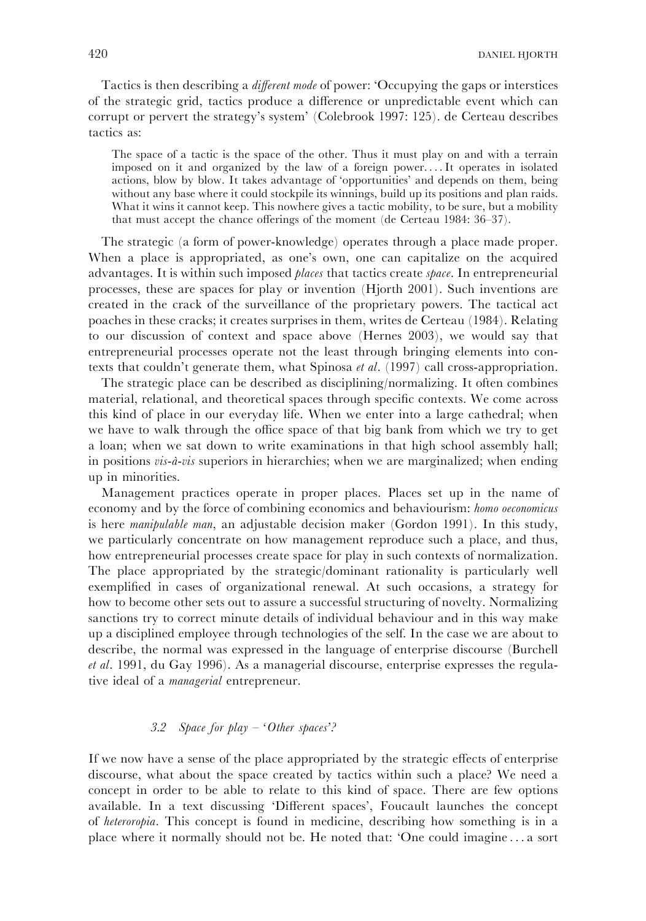Tactics is then describing a *different mode* of power: 'Occupying the gaps or interstices of the strategic grid, tactics produce a difference or unpredictable event which can corrupt or pervert the strategy's system' (Colebrook 1997: 125). de Certeau describes tactics as:

> The space of a tactic is the space of the other. Thus it must play on and with a terrain imposed on it and organized by the law of a foreign power.... It operates in isolated actions, blow by blow. It takes advantage of 'opportunities' and depends on them, being without any base where it could stockpile its winnings, build up its positions and plan raids. What it wins it cannot keep. This nowhere gives a tactic mobility, to be sure, but a mobility that must accept the chance offerings of the moment (de Certeau 1984: 36–37).

The strategic (a form of power-knowledge) operates through a place made proper. When a place is appropriated, as one's own, one can capitalize on the acquired advantages. It is within such imposed *places* that tactics create *space*. In entrepreneurial processes, these are spaces for play or invention (Hjorth 2001). Such inventions are created in the crack of the surveillance of the proprietary powers. The tactical act poaches in these cracks; it creates surprises in them, writes de Certeau (1984). Relating to our discussion of context and space above (Hernes 2003), we would say that entrepreneurial processes operate not the least through bringing elements into contexts that couldn't generate them, what Spinosa *et al*. (1997) call cross-appropriation.

The strategic place can be described as disciplining/normalizing. It often combines material, relational, and theoretical spaces through specific contexts. We come across this kind of place in our everyday life. When we enter into a large cathedral; when we have to walk through the office space of that big bank from which we try to get a loan; when we sat down to write examinations in that high school assembly hall; in positions *vis-à-vis* superiors in hierarchies; when we are marginalized; when ending up in minorities.

Management practices operate in proper places. Places set up in the name of economy and by the force of combining economics and behaviourism: *homo oeconomicus* is here *manipulable man*, an adjustable decision maker (Gordon 1991). In this study, we particularly concentrate on how management reproduce such a place, and thus, how entrepreneurial processes create space for play in such contexts of normalization. The place appropriated by the strategic/dominant rationality is particularly well exemplified in cases of organizational renewal. At such occasions, a strategy for how to become other sets out to assure a successful structuring of novelty. Normalizing sanctions try to correct minute details of individual behaviour and in this way make up a disciplined employee through technologies of the self. In the case we are about to describe, the normal was expressed in the language of enterprise discourse (Burchell *et al*. 1991, du Gay 1996). As a managerial discourse, enterprise expresses the regulative ideal of a *managerial* entrepreneur.

### 3.2 *Space for play – 'Other spaces'?*

If we now have a sense of the place appropriated by the strategic effects of enterprise discourse, what about the space created by tactics within such a place? We need a concept in order to be able to relate to this kind of space. There are few options available. In a text discussing 'Different spaces', Foucault launches the concept of *heteroropia*. This concept is found in medicine, describing how something is in a place where it normally should not be. He noted that: 'One could imagine . . . a sort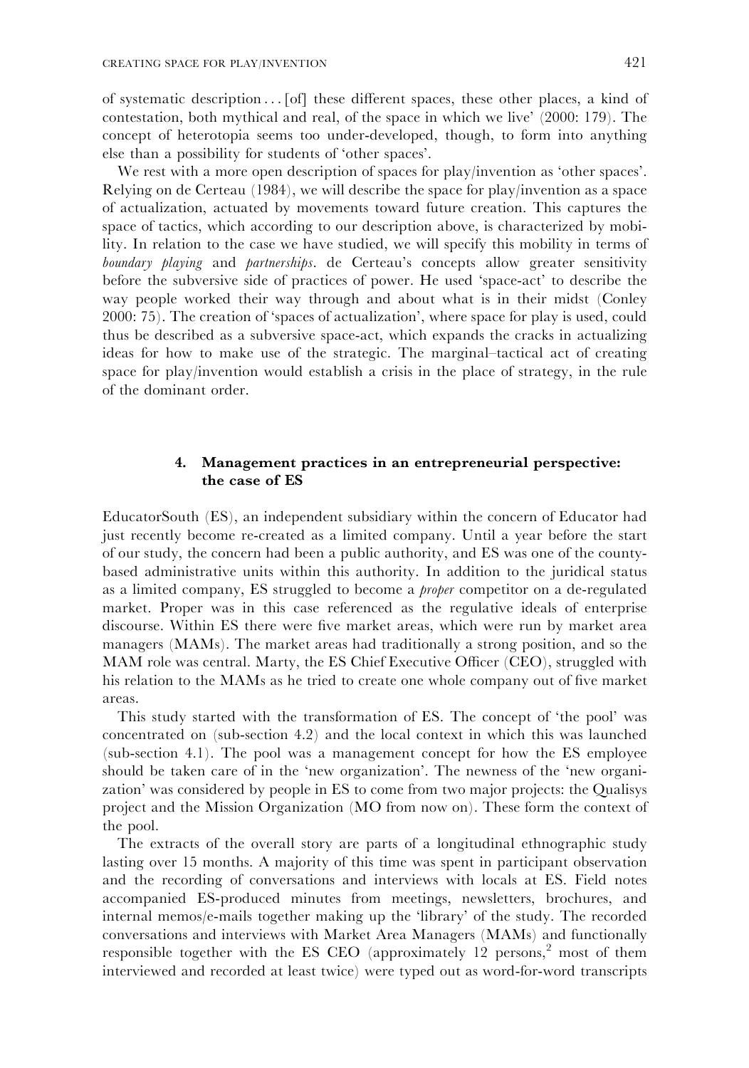of systematic description . . . [of] these different spaces, these other places, a kind of contestation, both mythical and real, of the space in which we live' (2000: 179). The concept of heterotopia seems too under-developed, though, to form into anything else than a possibility for students of 'other spaces'.

We rest with a more open description of spaces for play/invention as 'other spaces'. Relying on de Certeau (1984), we will describe the space for play/invention as a space of actualization, actuated by movements toward future creation. This captures the space of tactics, which according to our description above, is characterized by mobility. In relation to the case we have studied, we will specify this mobility in terms of *boundary playing* and *partnerships*. de Certeau's concepts allow greater sensitivity before the subversive side of practices of power. He used 'space-act' to describe the way people worked their way through and about what is in their midst (Conley 2000: 75). The creation of 'spaces of actualization', where space for play is used, could thus be described as a subversive space-act, which expands the cracks in actualizing ideas for how to make use of the strategic. The marginal–tactical act of creating space for play/invention would establish a crisis in the place of strategy, in the rule of the dominant order.

## 4. Management practices in an entrepreneurial perspective: the case of ES

EducatorSouth (ES), an independent subsidiary within the concern of Educator had just recently become re-created as a limited company. Until a year before the start of our study, the concern had been a public authority, and ES was one of the county-based administrative units within this authority. In addition to the juridical status as a limited company, ES struggled to become a *proper* competitor on a de-regulated market. Proper was in this case referenced as the regulative ideals of enterprise discourse. Within ES there were five market areas, which were run by market area managers (MAMs). The market areas had traditionally a strong position, and so the MAM role was central. Marty, the ES Chief Executive Officer (CEO), struggled with his relation to the MAMs as he tried to create one whole company out of five market areas.

This study started with the transformation of ES. The concept of 'the pool' was concentrated on (sub-section 4.2) and the local context in which this was launched (sub-section 4.1). The pool was a management concept for how the ES employee should be taken care of in the 'new organization'. The newness of the 'new organization' was considered by people in ES to come from two major projects: the Qualisys project and the Mission Organization (MO from now on). These form the context of the pool.

The extracts of the overall story are parts of a longitudinal ethnographic study lasting over 15 months. A majority of this time was spent in participant observation and the recording of conversations and interviews with locals at ES. Field notes accompanied ES-produced minutes from meetings, newsletters, brochures, and internal memos/e-mails together making up the 'library' of the study. The recorded conversations and interviews with Market Area Managers (MAMs) and functionally responsible together with the ES CEO (approximately 12 persons,[2] most of them interviewed and recorded at least twice) were typed out as word-for-word transcripts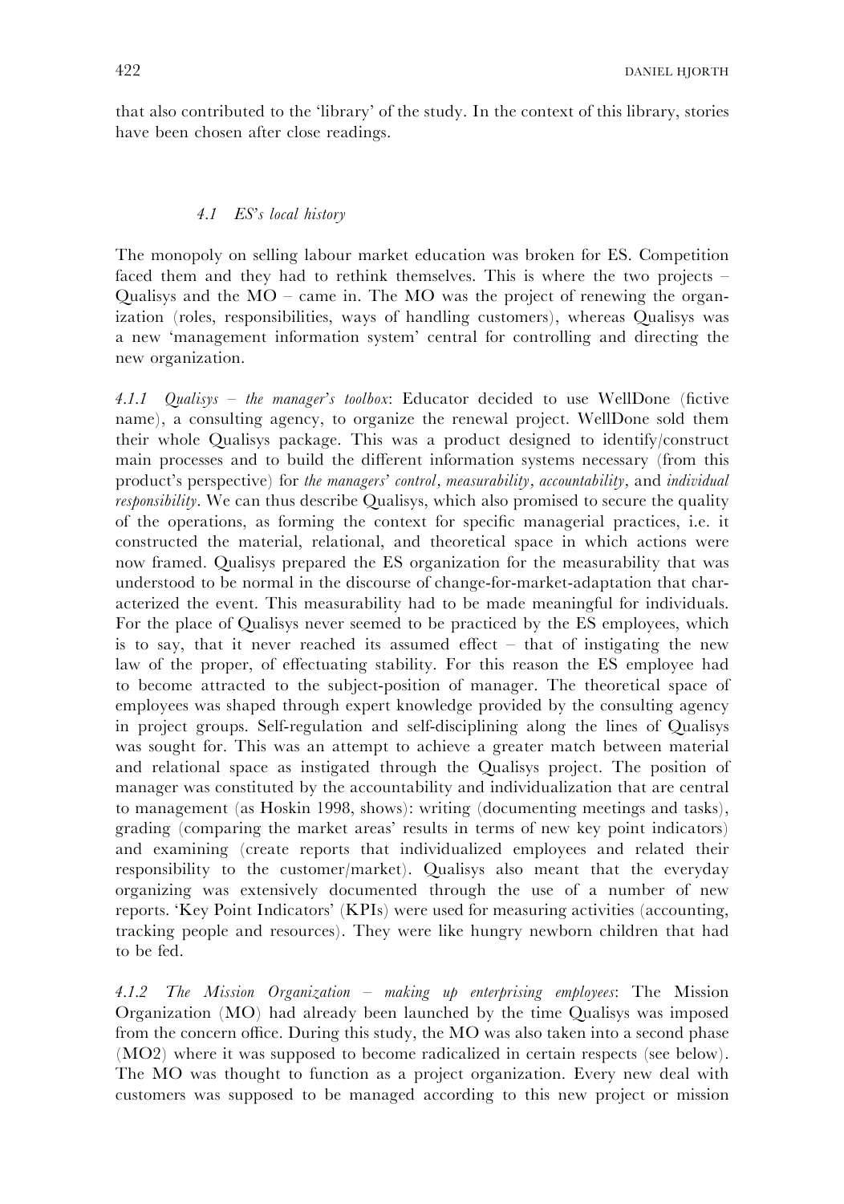that also contributed to the 'library' of the study. In the context of this library, stories have been chosen after close readings.

### *4.1 ES's local history*

The monopoly on selling labour market education was broken for ES. Competition faced them and they had to rethink themselves. This is where the two projects – Qualisys and the MO – came in. The MO was the project of renewing the organization (roles, responsibilities, ways of handling customers), whereas Qualisys was a new 'management information system' central for controlling and directing the new organization.

*4.1.1 Qualisys – the manager's toolbox*: Educator decided to use WellDone (fictive name), a consulting agency, to organize the renewal project. WellDone sold them their whole Qualisys package. This was a product designed to identify/construct main processes and to build the different information systems necessary (from this product's perspective) for *the managers' control, measurability, accountability*, and *individual responsibility*. We can thus describe Qualisys, which also promised to secure the quality of the operations, as forming the context for specific managerial practices, i.e. it constructed the material, relational, and theoretical space in which actions were now framed. Qualisys prepared the ES organization for the measurability that was understood to be normal in the discourse of change-for-market-adaptation that characterized the event. This measurability had to be made meaningful for individuals. For the place of Qualisys never seemed to be practiced by the ES employees, which is to say, that it never reached its assumed effect – that of instigating the new law of the proper, of effectuating stability. For this reason the ES employee had to become attracted to the subject-position of manager. The theoretical space of employees was shaped through expert knowledge provided by the consulting agency in project groups. Self-regulation and self-disciplining along the lines of Qualisys was sought for. This was an attempt to achieve a greater match between material and relational space as instigated through the Qualisys project. The position of manager was constituted by the accountability and individualization that are central to management (as Hoskin 1998, shows): writing (documenting meetings and tasks), grading (comparing the market areas' results in terms of new key point indicators) and examining (create reports that individualized employees and related their responsibility to the customer/market). Qualisys also meant that the everyday organizing was extensively documented through the use of a number of new reports. 'Key Point Indicators' (KPIs) were used for measuring activities (accounting, tracking people and resources). They were like hungry newborn children that had to be fed.

*4.1.2 The Mission Organization – making up enterprising employees*: The Mission Organization (MO) had already been launched by the time Qualisys was imposed from the concern office. During this study, the MO was also taken into a second phase (MO2) where it was supposed to become radicalized in certain respects (see below). The MO was thought to function as a project organization. Every new deal with customers was supposed to be managed according to this new project or mission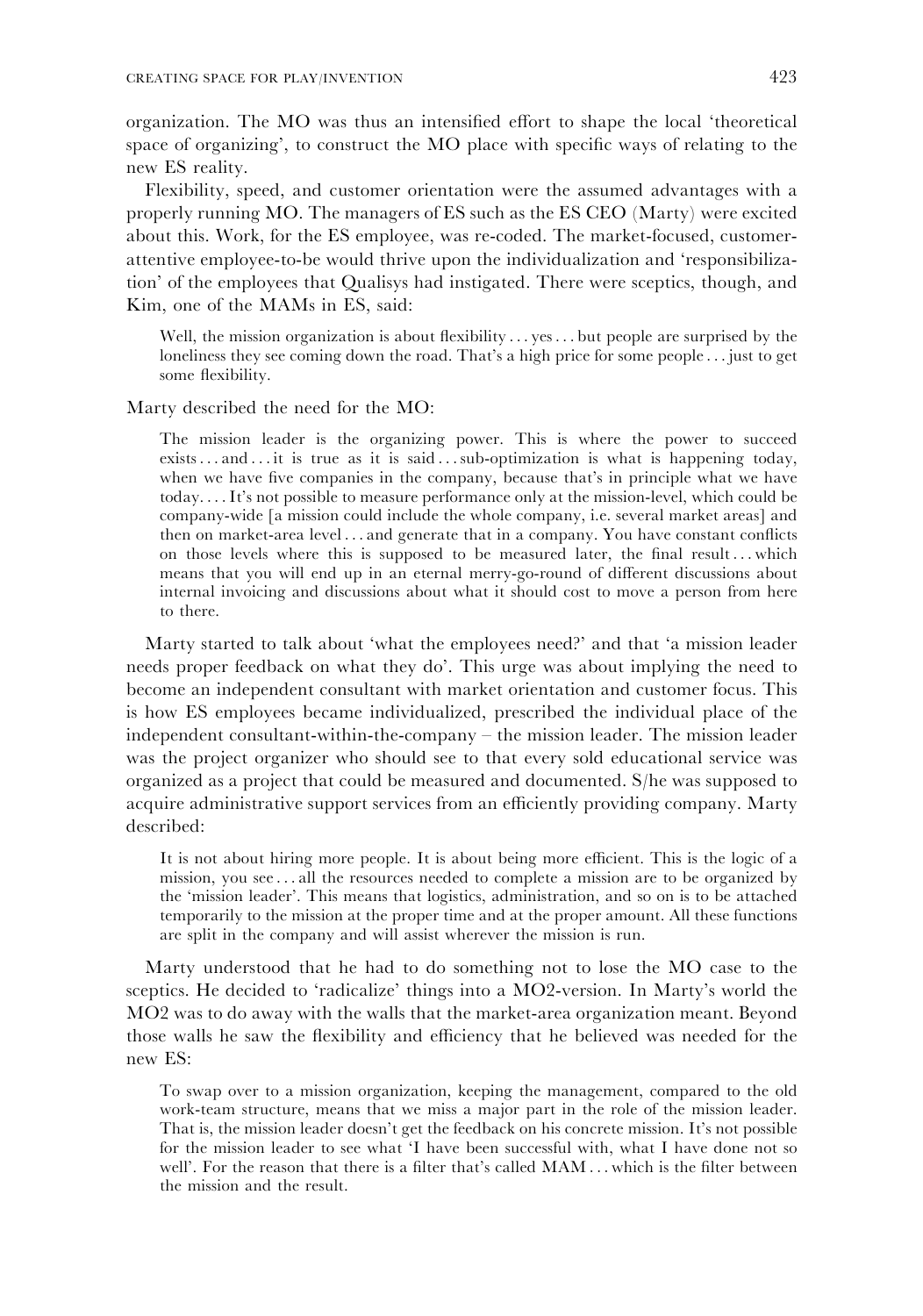organization. The MO was thus an intensified effort to shape the local 'theoretical space of organizing', to construct the MO place with specific ways of relating to the new ES reality.

Flexibility, speed, and customer orientation were the assumed advantages with a properly running MO. The managers of ES such as the ES CEO (Marty) were excited about this. Work, for the ES employee, was re-coded. The market-focused, customer-attentive employee-to-be would thrive upon the individualization and 'responsibilization' of the employees that Qualisys had instigated. There were sceptics, though, and Kim, one of the MAMs in ES, said:

> Well, the mission organization is about flexibility . . . yes . . . but people are surprised by the loneliness they see coming down the road. That's a high price for some people . . . just to get some flexibility.

Marty described the need for the MO:

> The mission leader is the organizing power. This is where the power to succeed exists . . . and . . . it is true as it is said . . . sub-optimization is what is happening today, when we have five companies in the company, because that's in principle what we have today. . . . It's not possible to measure performance only at the mission-level, which could be company-wide [a mission could include the whole company, i.e. several market areas] and then on market-area level . . . and generate that in a company. You have constant conflicts on those levels where this is supposed to be measured later, the final result . . . which means that you will end up in an eternal merry-go-round of different discussions about internal invoicing and discussions about what it should cost to move a person from here to there.

Marty started to talk about 'what the employees need?' and that 'a mission leader needs proper feedback on what they do'. This urge was about implying the need to become an independent consultant with market orientation and customer focus. This is how ES employees became individualized, prescribed the individual place of the independent consultant-within-the-company – the mission leader. The mission leader was the project organizer who should see to that every sold educational service was organized as a project that could be measured and documented. S/he was supposed to acquire administrative support services from an efficiently providing company. Marty described:

> It is not about hiring more people. It is about being more efficient. This is the logic of a mission, you see . . . all the resources needed to complete a mission are to be organized by the 'mission leader'. This means that logistics, administration, and so on is to be attached temporarily to the mission at the proper time and at the proper amount. All these functions are split in the company and will assist wherever the mission is run.

Marty understood that he had to do something not to lose the MO case to the sceptics. He decided to 'radicalize' things into a MO2-version. In Marty's world the MO2 was to do away with the walls that the market-area organization meant. Beyond those walls he saw the flexibility and efficiency that he believed was needed for the new ES:

> To swap over to a mission organization, keeping the management, compared to the old work-team structure, means that we miss a major part in the role of the mission leader. That is, the mission leader doesn't get the feedback on his concrete mission. It's not possible for the mission leader to see what 'I have been successful with, what I have done not so well'. For the reason that there is a filter that's called MAM . . . which is the filter between the mission and the result.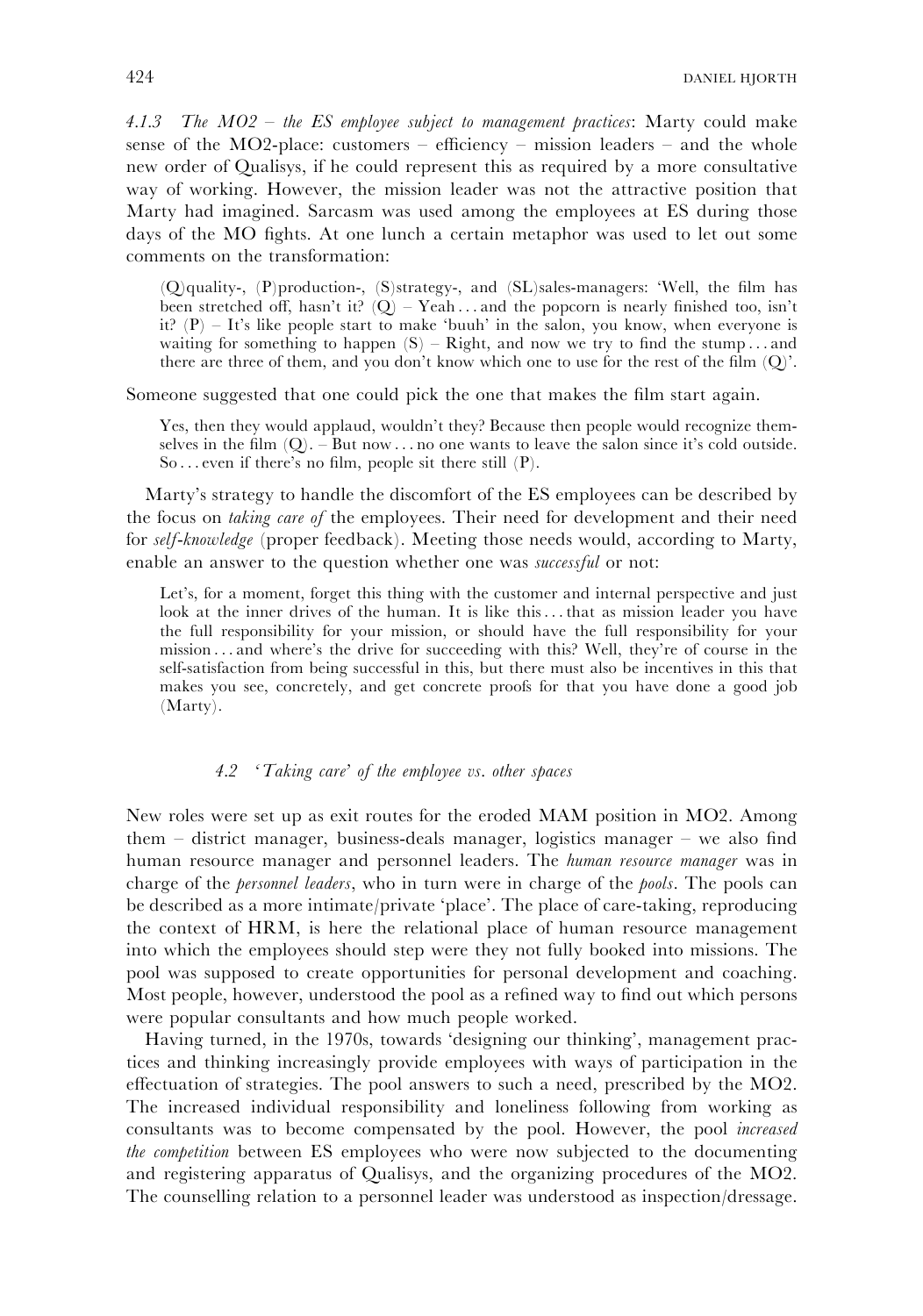*4.1.3 The MO2 – the ES employee subject to management practices*: Marty could make sense of the MO2-place: customers – efficiency – mission leaders – and the whole new order of Qualisys, if he could represent this as required by a more consultative way of working. However, the mission leader was not the attractive position that Marty had imagined. Sarcasm was used among the employees at ES during those days of the MO fights. At one lunch a certain metaphor was used to let out some comments on the transformation:

> (Q)quality-, (P)production-, (S)strategy-, and (SL)sales-managers: 'Well, the film has been stretched off, hasn't it? (Q) – Yeah . . . and the popcorn is nearly finished too, isn't it? (P) – It's like people start to make 'buuh' in the salon, you know, when everyone is waiting for something to happen (S) – Right, and now we try to find the stump . . . and there are three of them, and you don't know which one to use for the rest of the film (Q)'.

Someone suggested that one could pick the one that makes the film start again.

> Yes, then they would applaud, wouldn't they? Because then people would recognize themselves in the film (Q). – But now . . . no one wants to leave the salon since it's cold outside. So . . . even if there's no film, people sit there still (P).

Marty's strategy to handle the discomfort of the ES employees can be described by the focus on *taking care of* the employees. Their need for development and their need for *self-knowledge* (proper feedback). Meeting those needs would, according to Marty, enable an answer to the question whether one was *successful* or not:

> Let's, for a moment, forget this thing with the customer and internal perspective and just look at the inner drives of the human. It is like this . . . that as mission leader you have the full responsibility for your mission, or should have the full responsibility for your mission . . . and where's the drive for succeeding with this? Well, they're of course in the self-satisfaction from being successful in this, but there must also be incentives in this that makes you see, concretely, and get concrete proofs for that you have done a good job (Marty).

### 4.2 'Taking care' of the employee vs. other spaces

New roles were set up as exit routes for the eroded MAM position in MO2. Among them – district manager, business-deals manager, logistics manager – we also find human resource manager and personnel leaders. The *human resource manager* was in charge of the *personnel leaders*, who in turn were in charge of the *pools*. The pools can be described as a more intimate/private 'place'. The place of care-taking, reproducing the context of HRM, is here the relational place of human resource management into which the employees should step were they not fully booked into missions. The pool was supposed to create opportunities for personal development and coaching. Most people, however, understood the pool as a refined way to find out which persons were popular consultants and how much people worked.

Having turned, in the 1970s, towards 'designing our thinking', management practices and thinking increasingly provide employees with ways of participation in the effectuation of strategies. The pool answers to such a need, prescribed by the MO2. The increased individual responsibility and loneliness following from working as consultants was to become compensated by the pool. However, the pool *increased the competition* between ES employees who were now subjected to the documenting and registering apparatus of Qualisys, and the organizing procedures of the MO2. The counselling relation to a personnel leader was understood as inspection/dressage.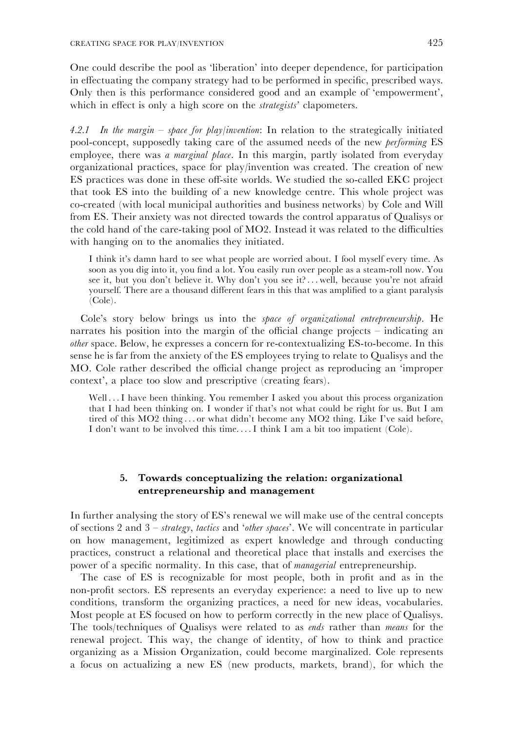One could describe the pool as 'liberation' into deeper dependence, for participation in effectuating the company strategy had to be performed in specific, prescribed ways. Only then is this performance considered good and an example of 'empowerment', which in effect is only a high score on the *strategists*' clapometers.

*4.2.1 In the margin – space for play/invention*: In relation to the strategically initiated pool-concept, supposedly taking care of the assumed needs of the new *performing* ES employee, there was *a marginal place*. In this margin, partly isolated from everyday organizational practices, space for play/invention was created. The creation of new ES practices was done in these off-site worlds. We studied the so-called EKC project that took ES into the building of a new knowledge centre. This whole project was co-created (with local municipal authorities and business networks) by Cole and Will from ES. Their anxiety was not directed towards the control apparatus of Qualisys or the cold hand of the care-taking pool of MO2. Instead it was related to the difficulties with hanging on to the anomalies they initiated.

> I think it's damn hard to see what people are worried about. I fool myself every time. As soon as you dig into it, you find a lot. You easily run over people as a steam-roll now. You see it, but you don't believe it. Why don't you see it? . . . well, because you're not afraid yourself. There are a thousand different fears in this that was amplified to a giant paralysis (Cole).

Cole's story below brings us into the *space of organizational entrepreneurship*. He narrates his position into the margin of the official change projects – indicating an *other* space. Below, he expresses a concern for re-contextualizing ES-to-become. In this sense he is far from the anxiety of the ES employees trying to relate to Qualisys and the MO. Cole rather described the official change project as reproducing an 'improper context', a place too slow and prescriptive (creating fears).

> Well . . . I have been thinking. You remember I asked you about this process organization that I had been thinking on. I wonder if that's not what could be right for us. But I am tired of this MO2 thing . . . or what didn't become any MO2 thing. Like I've said before, I don't want to be involved this time. . . . I think I am a bit too impatient (Cole).

## 5. Towards conceptualizing the relation: organizational entrepreneurship and management

In further analysing the story of ES's renewal we will make use of the central concepts of sections 2 and 3 – *strategy*, *tactics* and '*other spaces*'. We will concentrate in particular on how management, legitimized as expert knowledge and through conducting practices, construct a relational and theoretical place that installs and exercises the power of a specific normality. In this case, that of *managerial* entrepreneurship.

The case of ES is recognizable for most people, both in profit and as in the non-profit sectors. ES represents an everyday experience: a need to live up to new conditions, transform the organizing practices, a need for new ideas, vocabularies. Most people at ES focused on how to perform correctly in the new place of Qualisys. The tools/techniques of Qualisys were related to as *ends* rather than *means* for the renewal project. This way, the change of identity, of how to think and practice organizing as a Mission Organization, could become marginalized. Cole represents a focus on actualizing a new ES (new products, markets, brand), for which the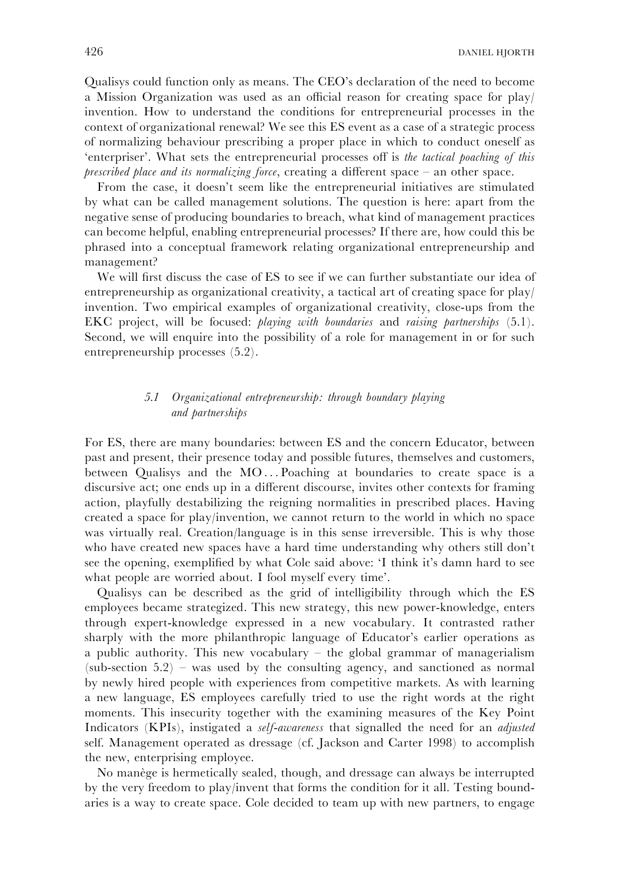Qualisys could function only as means. The CEO's declaration of the need to become a Mission Organization was used as an official reason for creating space for play/invention. How to understand the conditions for entrepreneurial processes in the context of organizational renewal? We see this ES event as a case of a strategic process of normalizing behaviour prescribing a proper place in which to conduct oneself as 'enterpriser'. What sets the entrepreneurial processes off is *the tactical poaching of this prescribed place and its normalizing force*, creating a different space – an other space.

From the case, it doesn't seem like the entrepreneurial initiatives are stimulated by what can be called management solutions. The question is here: apart from the negative sense of producing boundaries to breach, what kind of management practices can become helpful, enabling entrepreneurial processes? If there are, how could this be phrased into a conceptual framework relating organizational entrepreneurship and management?

We will first discuss the case of ES to see if we can further substantiate our idea of entrepreneurship as organizational creativity, a tactical art of creating space for play/invention. Two empirical examples of organizational creativity, close-ups from the EKC project, will be focused: *playing with boundaries* and *raising partnerships* (5.1). Second, we will enquire into the possibility of a role for management in or for such entrepreneurship processes (5.2).

### *5.1 Organizational entrepreneurship: through boundary playing and partnerships*

For ES, there are many boundaries: between ES and the concern Educator, between past and present, their presence today and possible futures, themselves and customers, between Qualisys and the MO... Poaching at boundaries to create space is a discursive act; one ends up in a different discourse, invites other contexts for framing action, playfully destabilizing the reigning normalities in prescribed places. Having created a space for play/invention, we cannot return to the world in which no space was virtually real. Creation/language is in this sense irreversible. This is why those who have created new spaces have a hard time understanding why others still don't see the opening, exemplified by what Cole said above: 'I think it's damn hard to see what people are worried about. I fool myself every time'.

Qualisys can be described as the grid of intelligibility through which the ES employees became strategized. This new strategy, this new power-knowledge, enters through expert-knowledge expressed in a new vocabulary. It contrasted rather sharply with the more philanthropic language of Educator's earlier operations as a public authority. This new vocabulary – the global grammar of managerialism (sub-section 5.2) – was used by the consulting agency, and sanctioned as normal by newly hired people with experiences from competitive markets. As with learning a new language, ES employees carefully tried to use the right words at the right moments. This insecurity together with the examining measures of the Key Point Indicators (KPIs), instigated a *self-awareness* that signalled the need for an *adjusted* self. Management operated as dressage (cf. Jackson and Carter 1998) to accomplish the new, enterprising employee.

No manège is hermetically sealed, though, and dressage can always be interrupted by the very freedom to play/invent that forms the condition for it all. Testing boundaries is a way to create space. Cole decided to team up with new partners, to engage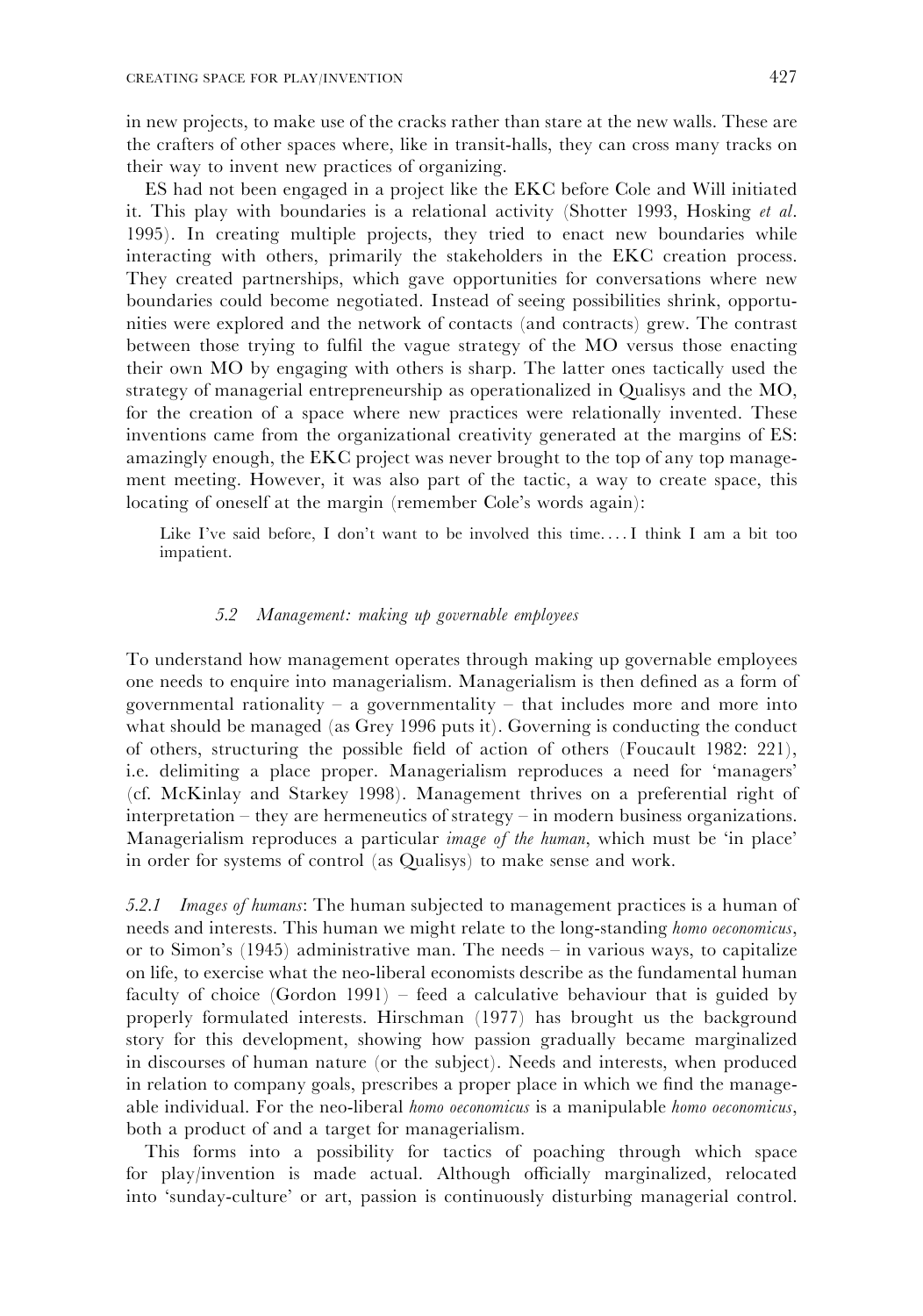in new projects, to make use of the cracks rather than stare at the new walls. These are the crafters of other spaces where, like in transit-halls, they can cross many tracks on their way to invent new practices of organizing.

ES had not been engaged in a project like the EKC before Cole and Will initiated it. This play with boundaries is a relational activity (Shotter 1993, Hosking *et al.* 1995). In creating multiple projects, they tried to enact new boundaries while interacting with others, primarily the stakeholders in the EKC creation process. They created partnerships, which gave opportunities for conversations where new boundaries could become negotiated. Instead of seeing possibilities shrink, opportunities were explored and the network of contacts (and contracts) grew. The contrast between those trying to fulfil the vague strategy of the MO versus those enacting their own MO by engaging with others is sharp. The latter ones tactically used the strategy of managerial entrepreneurship as operationalized in Qualisys and the MO, for the creation of a space where new practices were relationally invented. These inventions came from the organizational creativity generated at the margins of ES: amazingly enough, the EKC project was never brought to the top of any top management meeting. However, it was also part of the tactic, a way to create space, this locating of oneself at the margin (remember Cole's words again):

> Like I've said before, I don't want to be involved this time. . . . I think I am a bit too impatient.

### *5.2 Management: making up governable employees*

To understand how management operates through making up governable employees one needs to enquire into managerialism. Managerialism is then defined as a form of governmental rationality – a governmentality – that includes more and more into what should be managed (as Grey 1996 puts it). Governing is conducting the conduct of others, structuring the possible field of action of others (Foucault 1982: 221), i.e. delimiting a place proper. Managerialism reproduces a need for 'managers' (cf. McKinlay and Starkey 1998). Management thrives on a preferential right of interpretation – they are hermeneutics of strategy – in modern business organizations. Managerialism reproduces a particular *image of the human*, which must be 'in place' in order for systems of control (as Qualisys) to make sense and work.

*5.2.1 Images of humans*: The human subjected to management practices is a human of needs and interests. This human we might relate to the long-standing *homo oeconomicus*, or to Simon's (1945) administrative man. The needs – in various ways, to capitalize on life, to exercise what the neo-liberal economists describe as the fundamental human faculty of choice (Gordon 1991) – feed a calculative behaviour that is guided by properly formulated interests. Hirschman (1977) has brought us the background story for this development, showing how passion gradually became marginalized in discourses of human nature (or the subject). Needs and interests, when produced in relation to company goals, prescribes a proper place in which we find the manageable individual. For the neo-liberal *homo oeconomicus* is a manipulable *homo oeconomicus*, both a product of and a target for managerialism.

This forms into a possibility for tactics of poaching through which space for play/invention is made actual. Although officially marginalized, relocated into 'sunday-culture' or art, passion is continuously disturbing managerial control.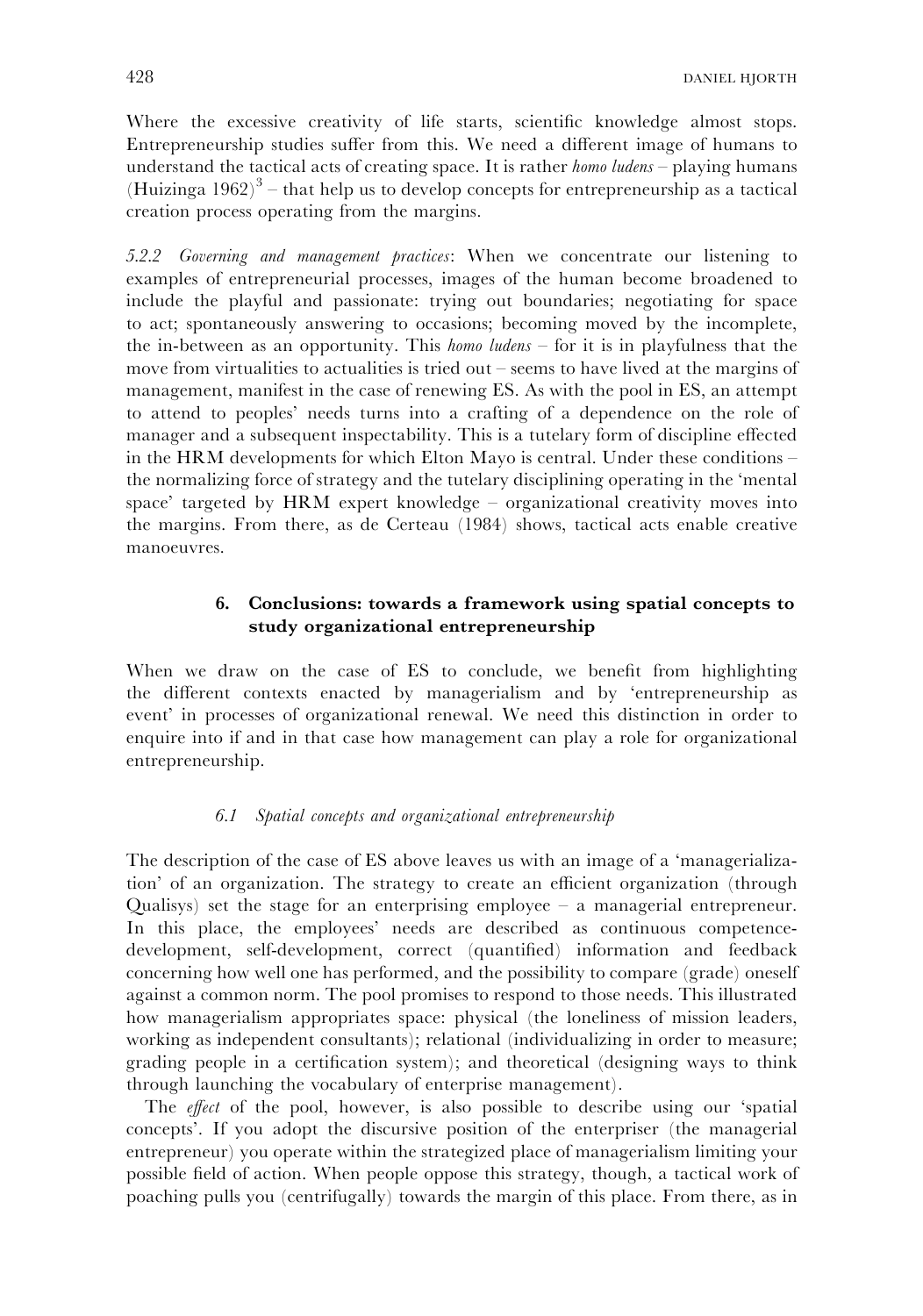Where the excessive creativity of life starts, scientific knowledge almost stops. Entrepreneurship studies suffer from this. We need a different image of humans to understand the tactical acts of creating space. It is rather *homo ludens* – playing humans (Huizinga 1962)[3] – that help us to develop concepts for entrepreneurship as a tactical creation process operating from the margins.

*5.2.2 Governing and management practices*: When we concentrate our listening to examples of entrepreneurial processes, images of the human become broadened to include the playful and passionate: trying out boundaries; negotiating for space to act; spontaneously answering to occasions; becoming moved by the incomplete, the in-between as an opportunity. This *homo ludens* – for it is in playfulness that the move from virtualities to actualities is tried out – seems to have lived at the margins of management, manifest in the case of renewing ES. As with the pool in ES, an attempt to attend to peoples' needs turns into a crafting of a dependence on the role of manager and a subsequent inspectability. This is a tutelary form of discipline effected in the HRM developments for which Elton Mayo is central. Under these conditions – the normalizing force of strategy and the tutelary disciplining operating in the 'mental space' targeted by HRM expert knowledge – organizational creativity moves into the margins. From there, as de Certeau (1984) shows, tactical acts enable creative manoeuvres.

## 6. Conclusions: towards a framework using spatial concepts to study organizational entrepreneurship

When we draw on the case of ES to conclude, we benefit from highlighting the different contexts enacted by managerialism and by 'entrepreneurship as event' in processes of organizational renewal. We need this distinction in order to enquire into if and in that case how management can play a role for organizational entrepreneurship.

### *6.1 Spatial concepts and organizational entrepreneurship*

The description of the case of ES above leaves us with an image of a 'managerialization' of an organization. The strategy to create an efficient organization (through Qualisys) set the stage for an enterprising employee – a managerial entrepreneur. In this place, the employees' needs are described as continuous competence-development, self-development, correct (quantified) information and feedback concerning how well one has performed, and the possibility to compare (grade) oneself against a common norm. The pool promises to respond to those needs. This illustrated how managerialism appropriates space: physical (the loneliness of mission leaders, working as independent consultants); relational (individualizing in order to measure; grading people in a certification system); and theoretical (designing ways to think through launching the vocabulary of enterprise management).

The *effect* of the pool, however, is also possible to describe using our 'spatial concepts'. If you adopt the discursive position of the enterpriser (the managerial entrepreneur) you operate within the strategized place of managerialism limiting your possible field of action. When people oppose this strategy, though, a tactical work of poaching pulls you (centrifugally) towards the margin of this place. From there, as in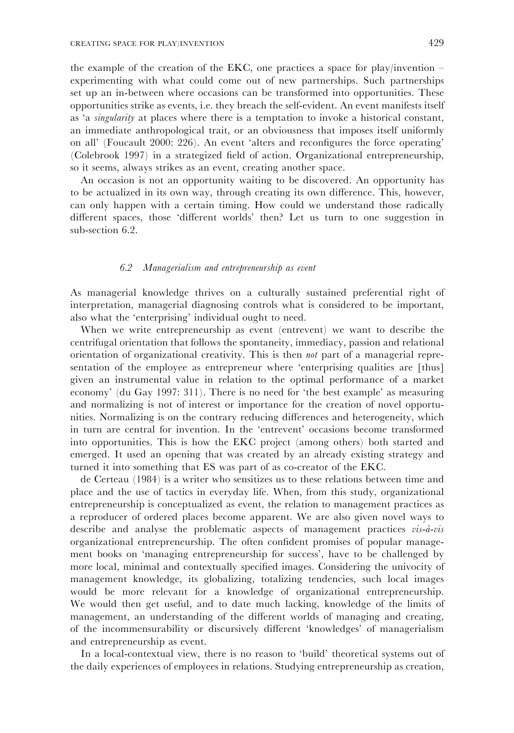the example of the creation of the EKC, one practices a space for play/invention – experimenting with what could come out of new partnerships. Such partnerships set up an in-between where occasions can be transformed into opportunities. These opportunities strike as events, i.e. they breach the self-evident. An event manifests itself as 'a *singularity* at places where there is a temptation to invoke a historical constant, an immediate anthropological trait, or an obviousness that imposes itself uniformly on all' (Foucault 2000: 226). An event 'alters and reconfigures the force operating' (Colebrook 1997) in a strategized field of action. Organizational entrepreneurship, so it seems, always strikes as an event, creating another space.

An occasion is not an opportunity waiting to be discovered. An opportunity has to be actualized in its own way, through creating its own difference. This, however, can only happen with a certain timing. How could we understand those radically different spaces, those 'different worlds' then? Let us turn to one suggestion in sub-section 6.2.

### *6.2 Managerialism and entrepreneurship as event*

As managerial knowledge thrives on a culturally sustained preferential right of interpretation, managerial diagnosing controls what is considered to be important, also what the 'enterprising' individual ought to need.

When we write entrepreneurship as event (entrevent) we want to describe the centrifugal orientation that follows the spontaneity, immediacy, passion and relational orientation of organizational creativity. This is then *not* part of a managerial representation of the employee as entrepreneur where 'enterprising qualities are [thus] given an instrumental value in relation to the optimal performance of a market economy' (du Gay 1997: 311). There is no need for 'the best example' as measuring and normalizing is not of interest or importance for the creation of novel opportunities. Normalizing is on the contrary reducing differences and heterogeneity, which in turn are central for invention. In the 'entrevent' occasions become transformed into opportunities. This is how the EKC project (among others) both started and emerged. It used an opening that was created by an already existing strategy and turned it into something that ES was part of as co-creator of the EKC.

de Certeau (1984) is a writer who sensitizes us to these relations between time and place and the use of tactics in everyday life. When, from this study, organizational entrepreneurship is conceptualized as event, the relation to management practices as a reproducer of ordered places become apparent. We are also given novel ways to describe and analyse the problematic aspects of management practices *vis-à-vis* organizational entrepreneurship. The often confident promises of popular management books on 'managing entrepreneurship for success', have to be challenged by more local, minimal and contextually specified images. Considering the univocity of management knowledge, its globalizing, totalizing tendencies, such local images would be more relevant for a knowledge of organizational entrepreneurship. We would then get useful, and to date much lacking, knowledge of the limits of management, an understanding of the different worlds of managing and creating, of the incommensurability or discursively different 'knowledges' of managerialism and entrepreneurship as event.

In a local-contextual view, there is no reason to 'build' theoretical systems out of the daily experiences of employees in relations. Studying entrepreneurship as creation,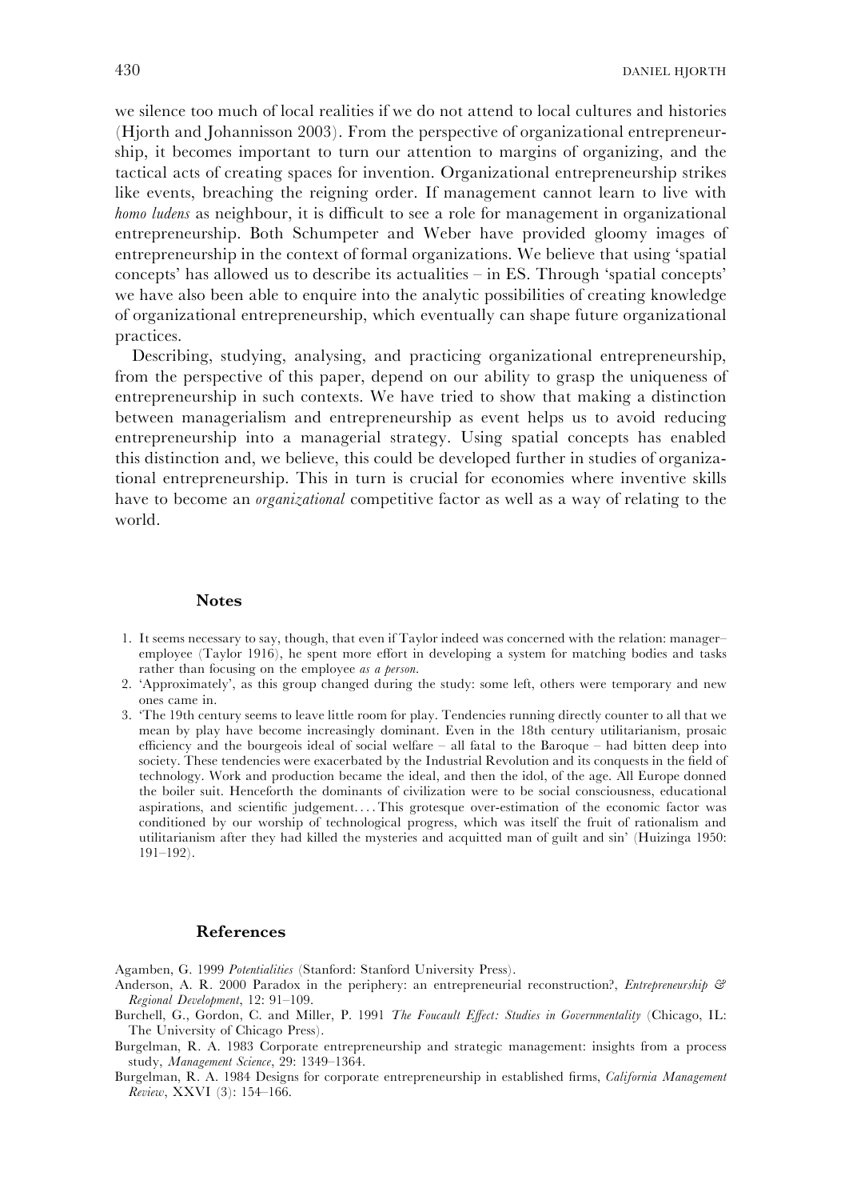we silence too much of local realities if we do not attend to local cultures and histories (Hjorth and Johannisson 2003). From the perspective of organizational entrepreneurship, it becomes important to turn our attention to margins of organizing, and the tactical acts of creating spaces for invention. Organizational entrepreneurship strikes like events, breaching the reigning order. If management cannot learn to live with *homo ludens* as neighbour, it is difficult to see a role for management in organizational entrepreneurship. Both Schumpeter and Weber have provided gloomy images of entrepreneurship in the context of formal organizations. We believe that using 'spatial concepts' has allowed us to describe its actualities – in ES. Through 'spatial concepts' we have also been able to enquire into the analytic possibilities of creating knowledge of organizational entrepreneurship, which eventually can shape future organizational practices.

Describing, studying, analysing, and practicing organizational entrepreneurship, from the perspective of this paper, depend on our ability to grasp the uniqueness of entrepreneurship in such contexts. We have tried to show that making a distinction between managerialism and entrepreneurship as event helps us to avoid reducing entrepreneurship into a managerial strategy. Using spatial concepts has enabled this distinction and, we believe, this could be developed further in studies of organizational entrepreneurship. This in turn is crucial for economies where inventive skills have to become an *organizational* competitive factor as well as a way of relating to the world.

## Notes

1. It seems necessary to say, though, that even if Taylor indeed was concerned with the relation: manager–employee (Taylor 1916), he spent more effort in developing a system for matching bodies and tasks rather than focusing on the employee *as a person*.
2. 'Approximately', as this group changed during the study: some left, others were temporary and new ones came in.
3. 'The 19th century seems to leave little room for play. Tendencies running directly counter to all that we mean by play have become increasingly dominant. Even in the 18th century utilitarianism, prosaic efficiency and the bourgeois ideal of social welfare – all fatal to the Baroque – had bitten deep into society. These tendencies were exacerbated by the Industrial Revolution and its conquests in the field of technology. Work and production became the ideal, and then the idol, of the age. All Europe donned the boiler suit. Henceforth the dominants of civilization were to be social consciousness, educational aspirations, and scientific judgement.... This grotesque over-estimation of the economic factor was conditioned by our worship of technological progress, which was itself the fruit of rationalism and utilitarianism after they had killed the mysteries and acquitted man of guilt and sin' (Huizinga 1950: 191–192).

## References

Agamben, G. 1999 *Potentialities* (Stanford: Stanford University Press).

Anderson, A. R. 2000 Paradox in the periphery: an entrepreneurial reconstruction?, *Entrepreneurship & Regional Development*, 12: 91–109.

Burchell, G., Gordon, C. and Miller, P. 1991 *The Foucault Effect: Studies in Governmentality* (Chicago, IL: The University of Chicago Press).

Burgelman, R. A. 1983 Corporate entrepreneurship and strategic management: insights from a process study, *Management Science*, 29: 1349–1364.

Burgelman, R. A. 1984 Designs for corporate entrepreneurship in established firms, *California Management Review*, XXVI (3): 154–166.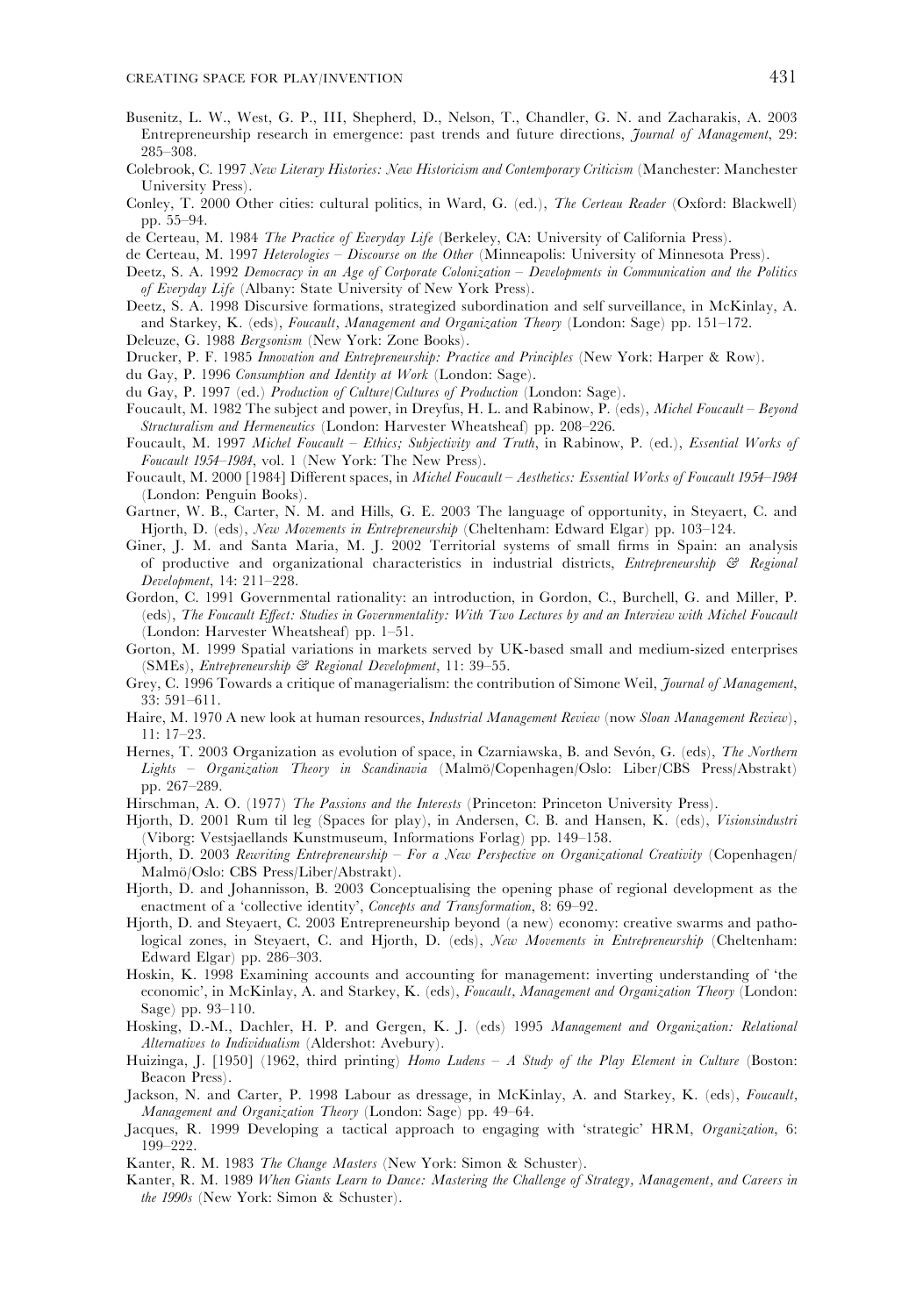Busenitz, L. W., West, G. P., III, Shepherd, D., Nelson, T., Chandler, G. N. and Zacharakis, A. 2003 Entrepreneurship research in emergence: past trends and future directions, *Journal of Management*, 29: 285–308.

Colebrook, C. 1997 *New Literary Histories: New Historicism and Contemporary Criticism* (Manchester: Manchester University Press).

Conley, T. 2000 Other cities: cultural politics, in Ward, G. (ed.), *The Certeau Reader* (Oxford: Blackwell) pp. 55–94.

de Certeau, M. 1984 *The Practice of Everyday Life* (Berkeley, CA: University of California Press).

de Certeau, M. 1997 *Heterologies – Discourse on the Other* (Minneapolis: University of Minnesota Press).

Deetz, S. A. 1992 *Democracy in an Age of Corporate Colonization – Developments in Communication and the Politics of Everyday Life* (Albany: State University of New York Press).

Deetz, S. A. 1998 Discursive formations, strategized subordination and self surveillance, in McKinlay, A. and Starkey, K. (eds), *Foucault, Management and Organization Theory* (London: Sage) pp. 151–172.

Deleuze, G. 1988 *Bergsonism* (New York: Zone Books).

Drucker, P. F. 1985 *Innovation and Entrepreneurship: Practice and Principles* (New York: Harper & Row).

du Gay, P. 1996 *Consumption and Identity at Work* (London: Sage).

du Gay, P. 1997 (ed.) *Production of Culture/Cultures of Production* (London: Sage).

Foucault, M. 1982 The subject and power, in Dreyfus, H. L. and Rabinow, P. (eds), *Michel Foucault – Beyond Structuralism and Hermeneutics* (London: Harvester Wheatsheaf) pp. 208–226.

Foucault, M. 1997 *Michel Foucault – Ethics; Subjectivity and Truth*, in Rabinow, P. (ed.), *Essential Works of Foucault 1954–1984*, vol. 1 (New York: The New Press).

Foucault, M. 2000 [1984] Different spaces, in *Michel Foucault – Aesthetics: Essential Works of Foucault 1954–1984* (London: Penguin Books).

Gartner, W. B., Carter, N. M. and Hills, G. E. 2003 The language of opportunity, in Steyaert, C. and Hjorth, D. (eds), *New Movements in Entrepreneurship* (Cheltenham: Edward Elgar) pp. 103–124.

Giner, J. M. and Santa Maria, M. J. 2002 Territorial systems of small firms in Spain: an analysis of productive and organizational characteristics in industrial districts, *Entrepreneurship & Regional Development*, 14: 211–228.

Gordon, C. 1991 Governmental rationality: an introduction, in Gordon, C., Burchell, G. and Miller, P. (eds), *The Foucault Effect: Studies in Governmentality: With Two Lectures by and an Interview with Michel Foucault* (London: Harvester Wheatsheaf) pp. 1–51.

Gorton, M. 1999 Spatial variations in markets served by UK-based small and medium-sized enterprises (SMEs), *Entrepreneurship & Regional Development*, 11: 39–55.

Grey, C. 1996 Towards a critique of managerialism: the contribution of Simone Weil, *Journal of Management*, 33: 591–611.

Haire, M. 1970 A new look at human resources, *Industrial Management Review* (now *Sloan Management Review*), 11: 17–23.

Hernes, T. 2003 Organization as evolution of space, in Czarniawska, B. and Sevón, G. (eds), *The Northern Lights – Organization Theory in Scandinavia* (Malmö/Copenhagen/Oslo: Liber/CBS Press/Abstrakt) pp. 267–289.

Hirschman, A. O. (1977) *The Passions and the Interests* (Princeton: Princeton University Press).

Hjorth, D. 2001 Rum til leg (Spaces for play), in Andersen, C. B. and Hansen, K. (eds), *Visionsindustri* (Viborg: Vestsjaellands Kunstmuseum, Informations Forlag) pp. 149–158.

Hjorth, D. 2003 *Rewriting Entrepreneurship – For a New Perspective on Organizational Creativity* (Copenhagen/Malmö/Oslo: CBS Press/Liber/Abstrakt).

Hjorth, D. and Johannisson, B. 2003 Conceptualising the opening phase of regional development as the enactment of a 'collective identity', *Concepts and Transformation*, 8: 69–92.

Hjorth, D. and Steyaert, C. 2003 Entrepreneurship beyond (a new) economy: creative swarms and pathological zones, in Steyaert, C. and Hjorth, D. (eds), *New Movements in Entrepreneurship* (Cheltenham: Edward Elgar) pp. 286–303.

Hoskin, K. 1998 Examining accounts and accounting for management: inverting understanding of 'the economic', in McKinlay, A. and Starkey, K. (eds), *Foucault, Management and Organization Theory* (London: Sage) pp. 93–110.

Hosking, D.-M., Dachler, H. P. and Gergen, K. J. (eds) 1995 *Management and Organization: Relational Alternatives to Individualism* (Aldershot: Avebury).

Huizinga, J. [1950] (1962, third printing) *Homo Ludens – A Study of the Play Element in Culture* (Boston: Beacon Press).

Jackson, N. and Carter, P. 1998 Labour as dressage, in McKinlay, A. and Starkey, K. (eds), *Foucault, Management and Organization Theory* (London: Sage) pp. 49–64.

Jacques, R. 1999 Developing a tactical approach to engaging with 'strategic' HRM, *Organization*, 6: 199–222.

Kanter, R. M. 1983 *The Change Masters* (New York: Simon & Schuster).

Kanter, R. M. 1989 *When Giants Learn to Dance: Mastering the Challenge of Strategy, Management, and Careers in the 1990s* (New York: Simon & Schuster).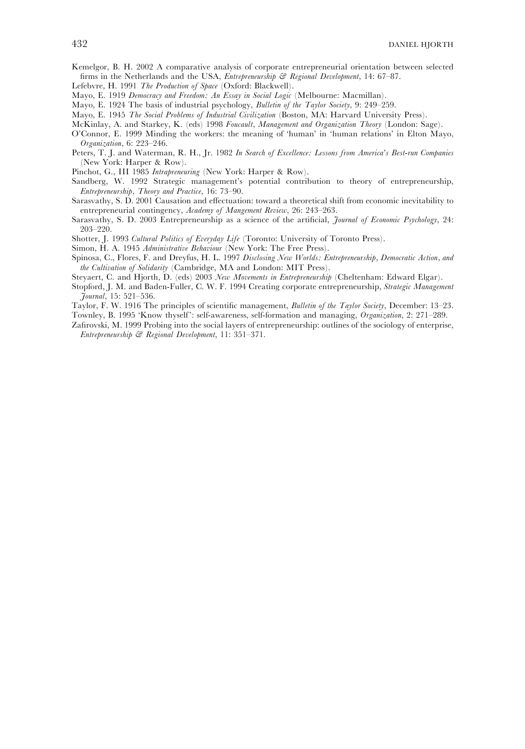Kemelgor, B. H. 2002 A comparative analysis of corporate entrepreneurial orientation between selected firms in the Netherlands and the USA, *Entrepreneurship & Regional Development*, 14: 67–87.

Lefebvre, H. 1991 *The Production of Space* (Oxford: Blackwell).

Mayo, E. 1919 *Democracy and Freedom: An Essay in Social Logic* (Melbourne: Macmillan).

Mayo, E. 1924 The basis of industrial psychology, *Bulletin of the Taylor Society*, 9: 249–259.

Mayo, E. 1945 *The Social Problems of Industrial Civilization* (Boston, MA: Harvard University Press).

McKinlay, A. and Starkey, K. (eds) 1998 *Foucault, Management and Organization Theory* (London: Sage).

O'Connor, E. 1999 Minding the workers: the meaning of 'human' in 'human relations' in Elton Mayo, *Organization*, 6: 223–246.

Peters, T. J. and Waterman, R. H., Jr. 1982 *In Search of Excellence: Lessons from America's Best-run Companies* (New York: Harper & Row).

Pinchot, G., III 1985 *Intrapreneuring* (New York: Harper & Row).

Sandberg, W. 1992 Strategic management's potential contribution to theory of entrepreneurship, *Entrepreneurship, Theory and Practice*, 16: 73–90.

Sarasvathy, S. D. 2001 Causation and effectuation: toward a theoretical shift from economic inevitability to entrepreneurial contingency, *Academy of Mangement Review*, 26: 243–263.

Sarasvathy, S. D. 2003 Entrepreneurship as a science of the artificial, *Journal of Economic Psychology*, 24: 203–220.

Shotter, J. 1993 *Cultural Politics of Everyday Life* (Toronto: University of Toronto Press).

Simon, H. A. 1945 *Administrative Behaviour* (New York: The Free Press).

Spinosa, C., Flores, F. and Dreyfus, H. L. 1997 *Disclosing New Worlds: Entrepreneurship, Democratic Action, and the Cultivation of Solidarity* (Cambridge, MA and London: MIT Press).

Steyaert, C. and Hjorth, D. (eds) 2003 *New Movements in Entrepreneurship* (Cheltenham: Edward Elgar).

Stopford, J. M. and Baden-Fuller, C. W. F. 1994 Creating corporate entrepreneurship, *Strategic Management Journal*, 15: 521–536.

Taylor, F. W. 1916 The principles of scientific management, *Bulletin of the Taylor Society*, December: 13–23.

Townley, B. 1995 'Know thyself': self-awareness, self-formation and managing, *Organization*, 2: 271–289.

Zafirovski, M. 1999 Probing into the social layers of entrepreneurship: outlines of the sociology of enterprise, *Entrepreneurship & Regional Development*, 11: 351–371.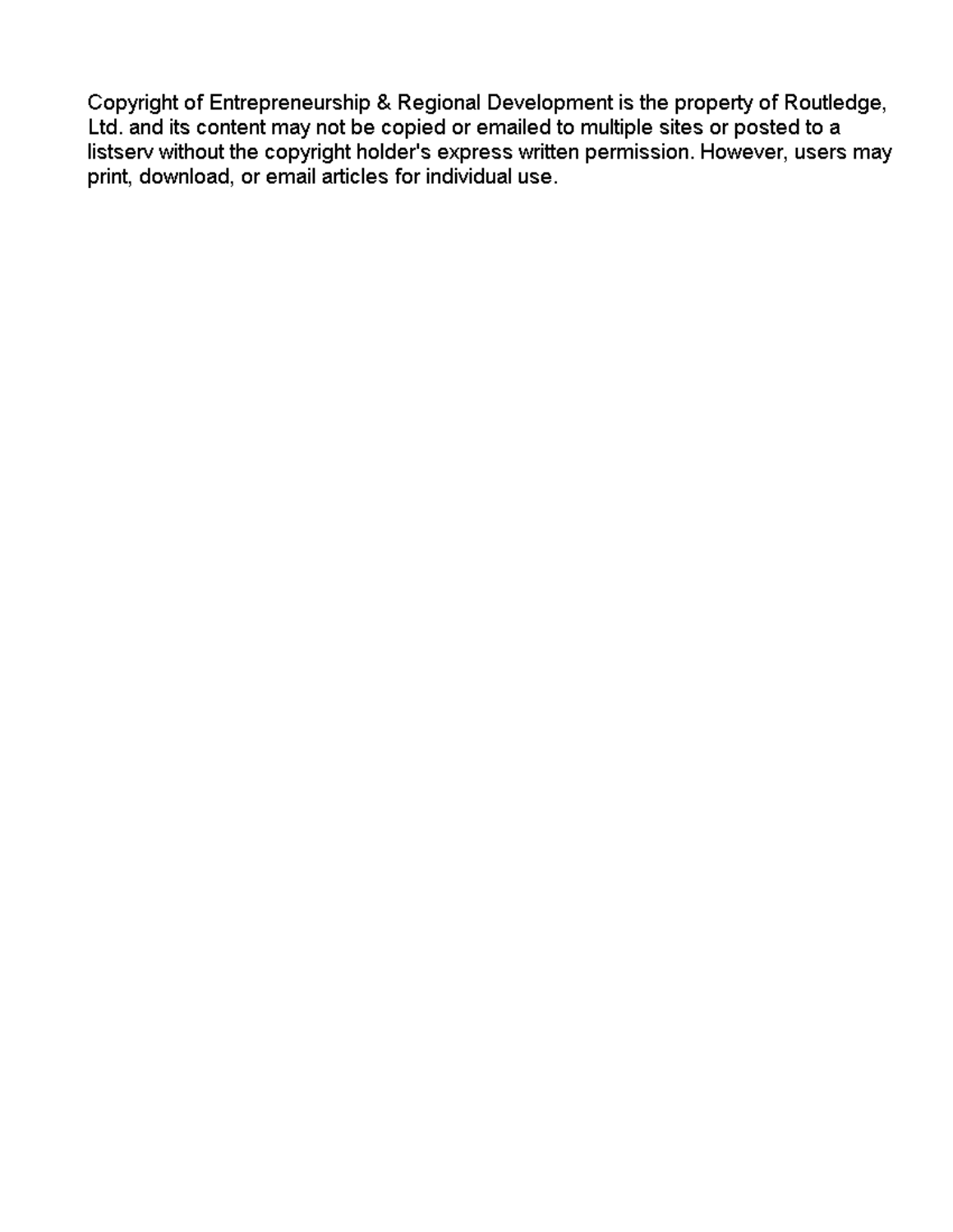Copyright of Entrepreneurship & Regional Development is the property of Routledge, Ltd. and its content may not be copied or emailed to multiple sites or posted to a listserv without the copyright holder's express written permission. However, users may print, download, or email articles for individual use.